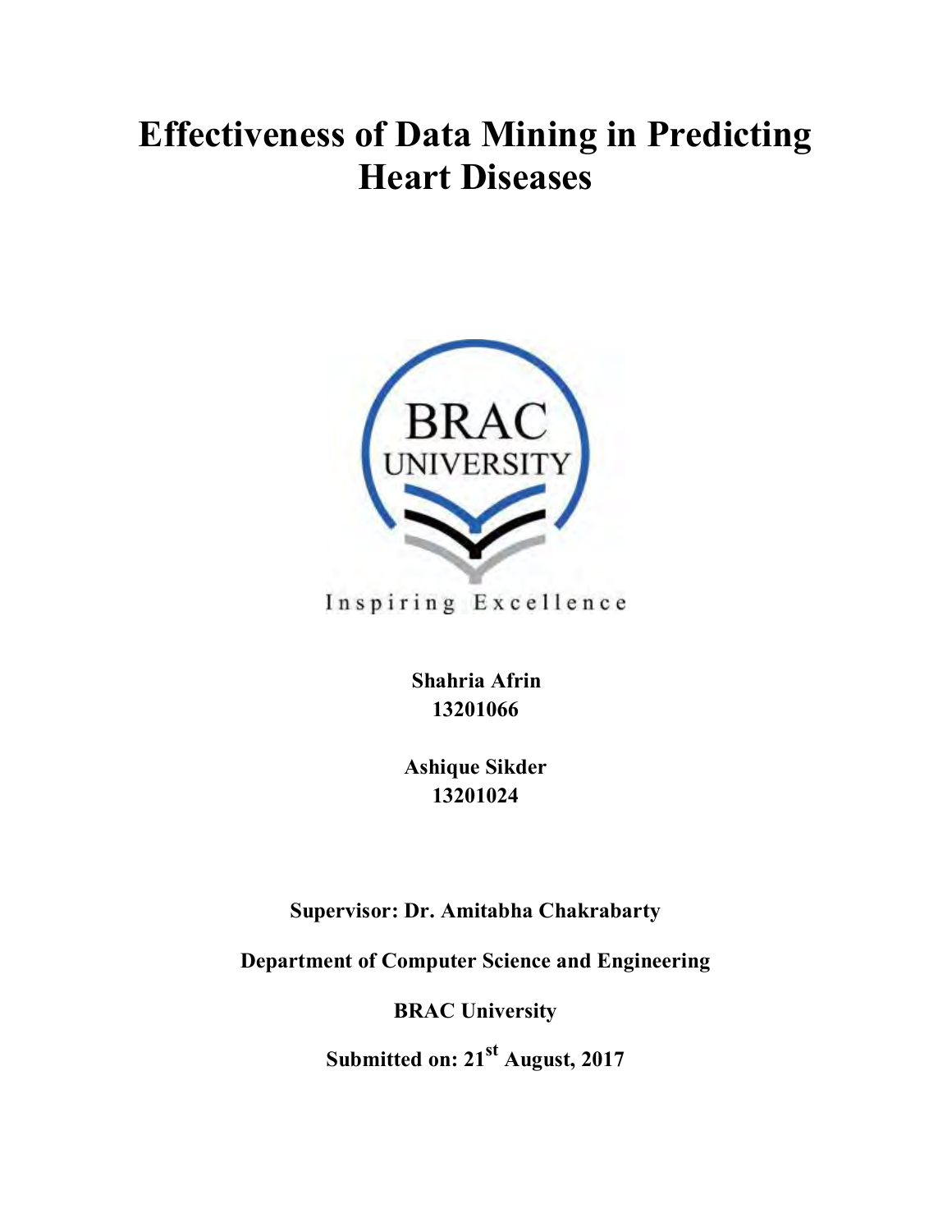# Effectiveness of Data Mining in Predicting Heart Diseases

BRAC UNIVERSITY

Inspiring Excellence

**Shahria Afrin**
**13201066**

**Ashique Sikder**
**13201024**

**Supervisor: Dr. Amitabha Chakrabarty**

**Department of Computer Science and Engineering**

**BRAC University**

**Submitted on: 21st August, 2017**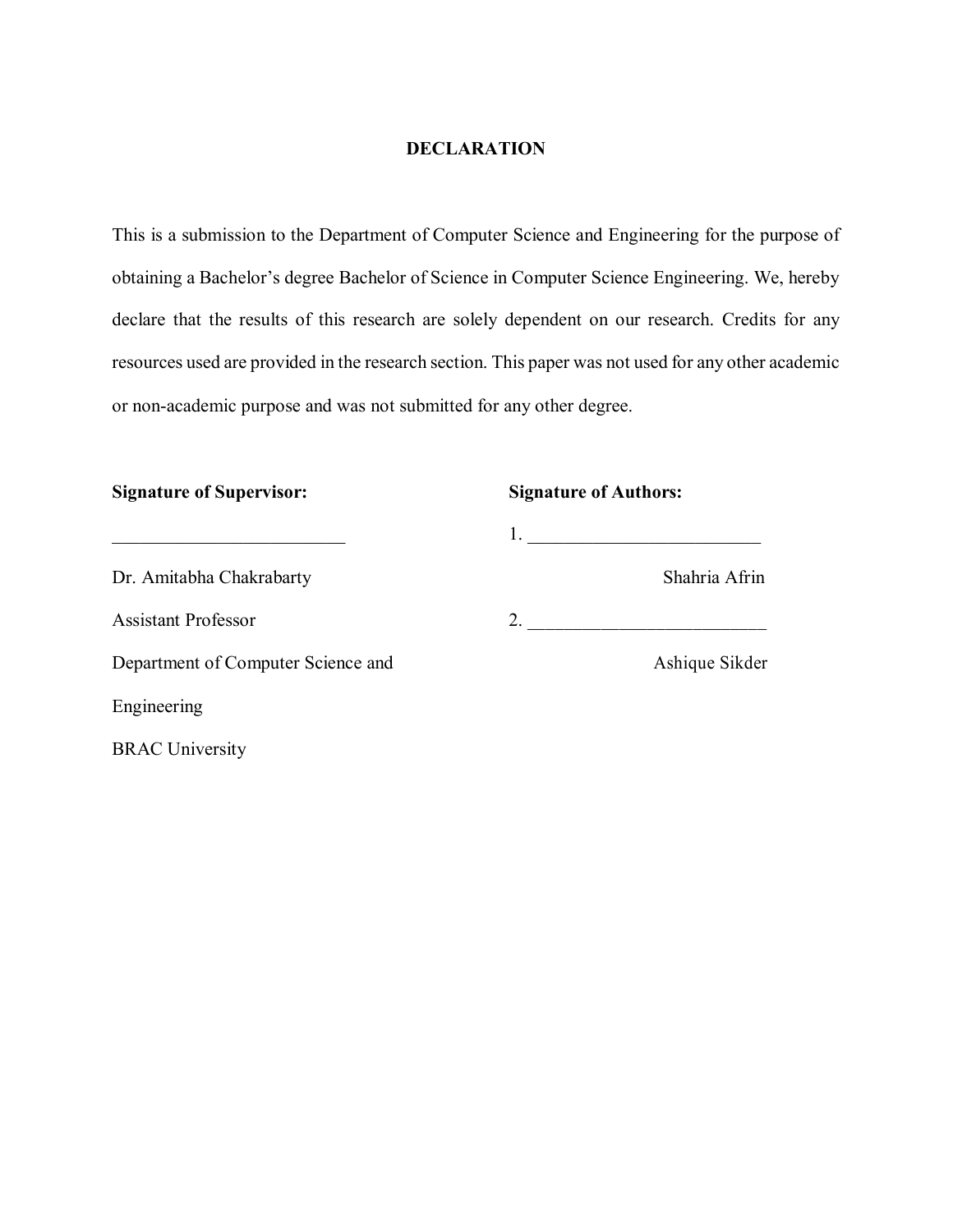# DECLARATION

This is a submission to the Department of Computer Science and Engineering for the purpose of obtaining a Bachelor's degree Bachelor of Science in Computer Science Engineering. We, hereby declare that the results of this research are solely dependent on our research. Credits for any resources used are provided in the research section. This paper was not used for any other academic or non-academic purpose and was not submitted for any other degree.

**Signature of Supervisor:**

_________________________

Dr. Amitabha Chakrabarty

Assistant Professor

Department of Computer Science and Engineering

BRAC University

**Signature of Authors:**

1. _________________________

Shahria Afrin

2. _________________________

Ashique Sikder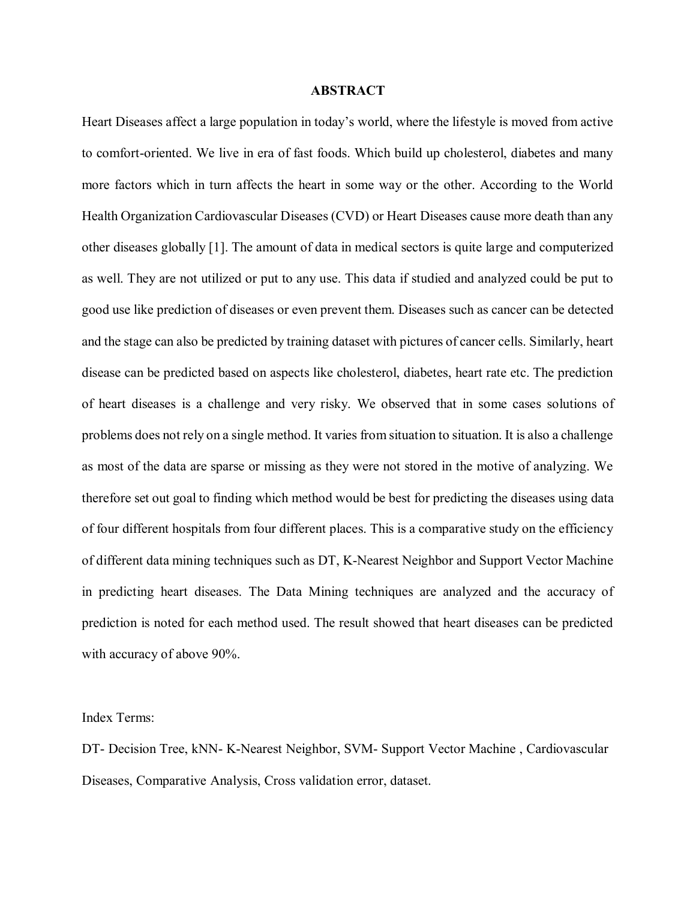# ABSTRACT

Heart Diseases affect a large population in today's world, where the lifestyle is moved from active to comfort-oriented. We live in era of fast foods. Which build up cholesterol, diabetes and many more factors which in turn affects the heart in some way or the other. According to the World Health Organization Cardiovascular Diseases (CVD) or Heart Diseases cause more death than any other diseases globally [1]. The amount of data in medical sectors is quite large and computerized as well. They are not utilized or put to any use. This data if studied and analyzed could be put to good use like prediction of diseases or even prevent them. Diseases such as cancer can be detected and the stage can also be predicted by training dataset with pictures of cancer cells. Similarly, heart disease can be predicted based on aspects like cholesterol, diabetes, heart rate etc. The prediction of heart diseases is a challenge and very risky. We observed that in some cases solutions of problems does not rely on a single method. It varies from situation to situation. It is also a challenge as most of the data are sparse or missing as they were not stored in the motive of analyzing. We therefore set out goal to finding which method would be best for predicting the diseases using data of four different hospitals from four different places. This is a comparative study on the efficiency of different data mining techniques such as DT, K-Nearest Neighbor and Support Vector Machine in predicting heart diseases. The Data Mining techniques are analyzed and the accuracy of prediction is noted for each method used. The result showed that heart diseases can be predicted with accuracy of above 90%.

Index Terms:

DT- Decision Tree, kNN- K-Nearest Neighbor, SVM- Support Vector Machine , Cardiovascular Diseases, Comparative Analysis, Cross validation error, dataset.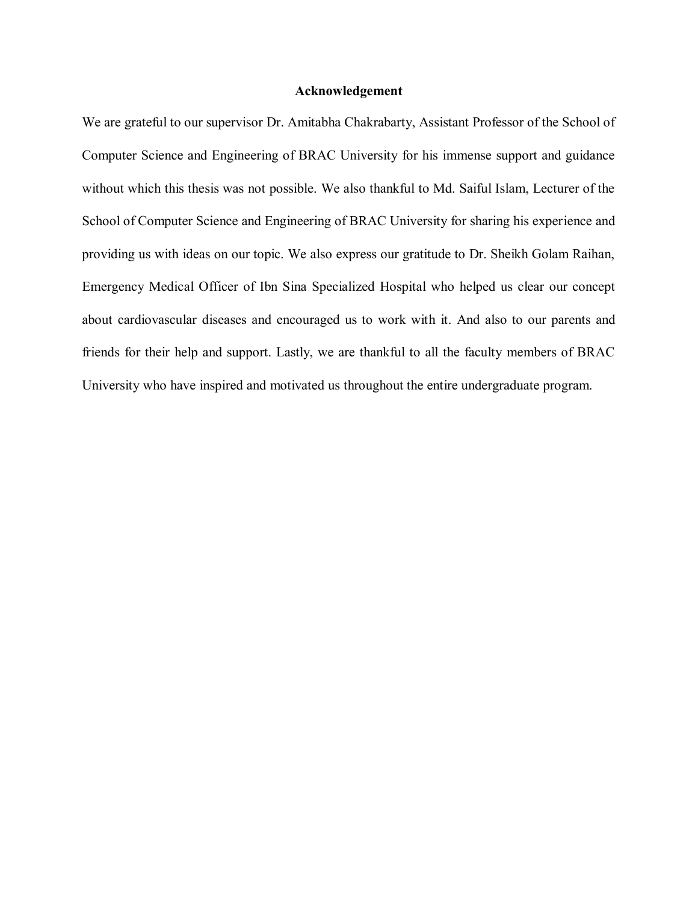# Acknowledgement

We are grateful to our supervisor Dr. Amitabha Chakrabarty, Assistant Professor of the School of Computer Science and Engineering of BRAC University for his immense support and guidance without which this thesis was not possible. We also thankful to Md. Saiful Islam, Lecturer of the School of Computer Science and Engineering of BRAC University for sharing his experience and providing us with ideas on our topic. We also express our gratitude to Dr. Sheikh Golam Raihan, Emergency Medical Officer of Ibn Sina Specialized Hospital who helped us clear our concept about cardiovascular diseases and encouraged us to work with it. And also to our parents and friends for their help and support. Lastly, we are thankful to all the faculty members of BRAC University who have inspired and motivated us throughout the entire undergraduate program.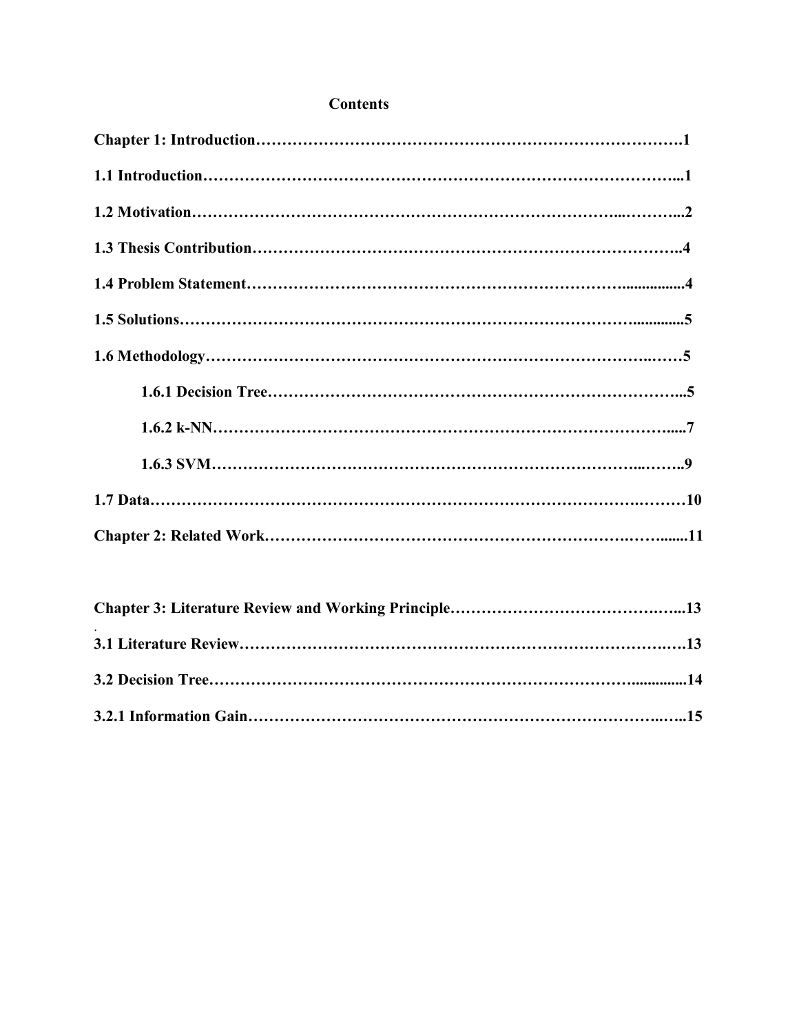**Contents**

**Chapter 1: Introduction……………………………………………………………………….1**

**1.1 Introduction……………………………………………………………………………...1**

**1.2 Motivation……………………………………………………………………...………...2**

**1.3 Thesis Contribution……………………………………………………………………..4**

**1.4 Problem Statement………………………………………………………….................4**

**1.5 Solutions……………………………………………………………………….............5**

**1.6 Methodology………………………………………………………………………..……5**

**1.6.1 Decision Tree……………………………………………………………………...5**

**1.6.2 k-NN……………………………………………………………………………......7**

**1.6.3 SVM…………………………………………………………………...……..9**

**1.7 Data…………………………………………………………………………….………10**

**Chapter 2: Related Work………………………………………………………….……......11**

**Chapter 3: Literature Review and Working Principle……………………………………...13**

**3.1 Literature Review……………………………………………………………………….13**

**3.2 Decision Tree…………………………………………………………………….............14**

**3.2.1 Information Gain……………………………………………………………….…..15**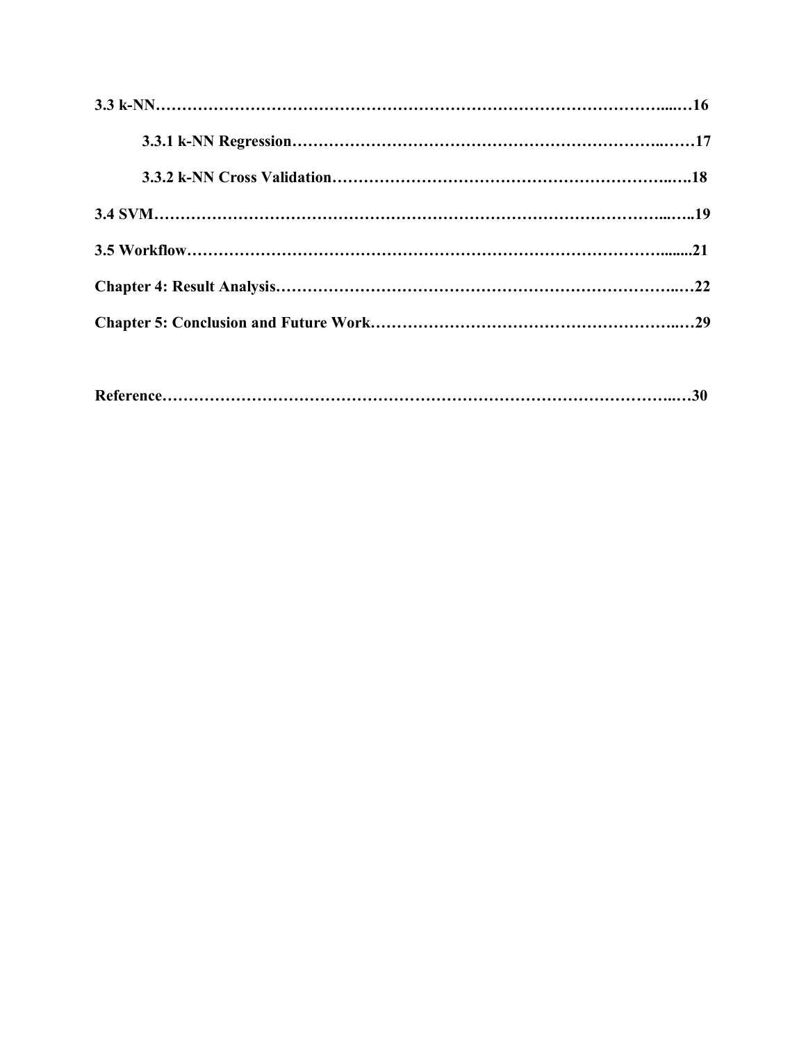**3.3 k-NN……………………………………………………………………………………….....…16**

**3.3.1 k-NN Regression…………………………………………………………………..……17**

**3.3.2 k-NN Cross Validation……………………………………………………………..….18**

**3.4 SVM…………………………………………………………………………………….....…..19**

**3.5 Workflow……………………………………………………………………………........21**

**Chapter 4: Result Analysis…………………………………………………………………..…22**

**Chapter 5: Conclusion and Future Work……………………………………………………..…29**

**Reference…………………………………………………………………………………..…30**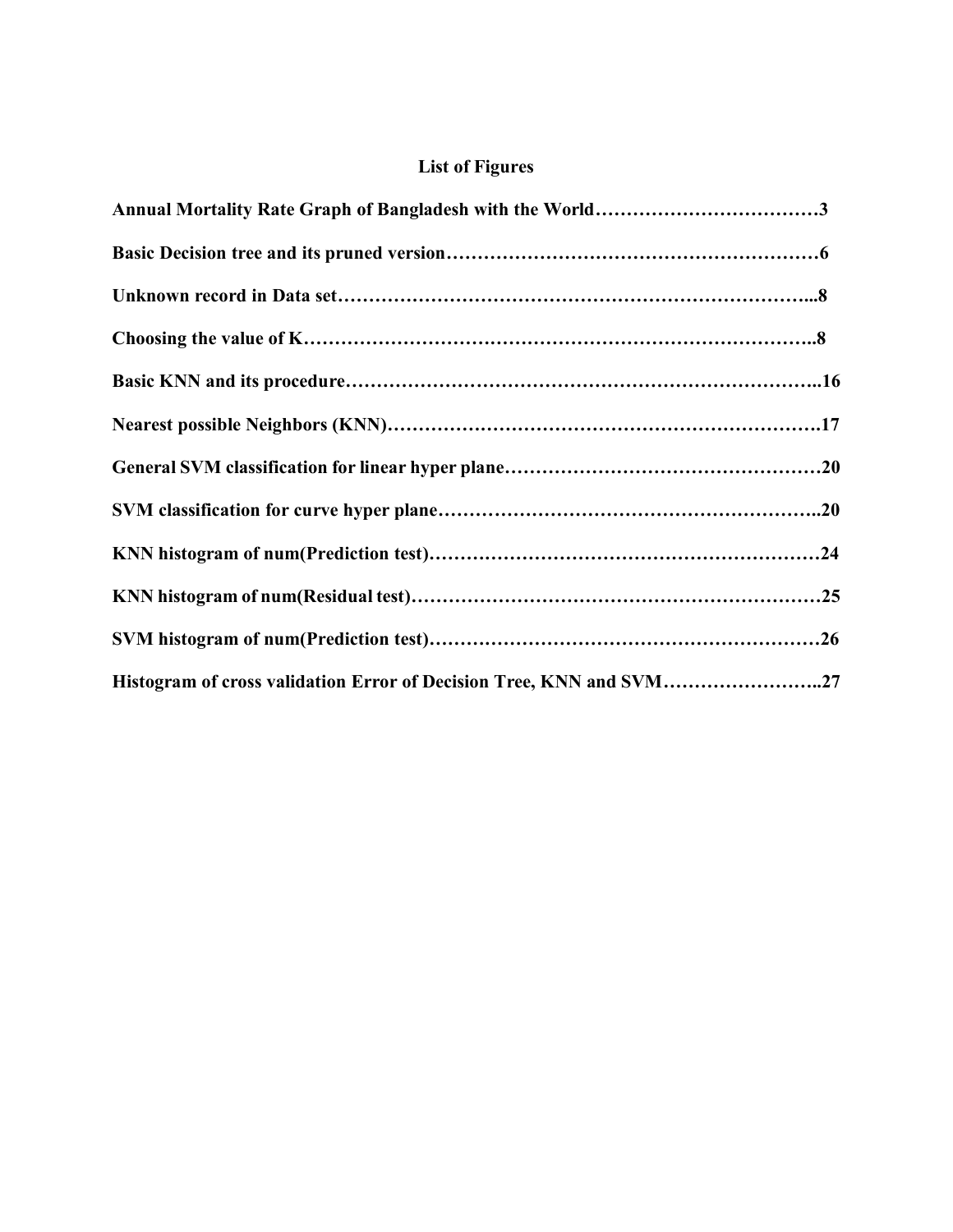# List of Figures

**Annual Mortality Rate Graph of Bangladesh with the World……………………………3**

**Basic Decision tree and its pruned version……………………………………………6**

**Unknown record in Data set……………………………………………………………...8**

**Choosing the value of K………………………………………………………………..8**

**Basic KNN and its procedure…………………………………………………………..16**

**Nearest possible Neighbors (KNN)…………………………………………………….17**

**General SVM classification for linear hyper plane……………………………………20**

**SVM classification for curve hyper plane……………………………………………..20**

**KNN histogram of num(Prediction test)………………………………………………24**

**KNN histogram of num(Residual test)…………………………………………………25**

**SVM histogram of num(Prediction test)………………………………………………26**

**Histogram of cross validation Error of Decision Tree, KNN and SVM……………………..27**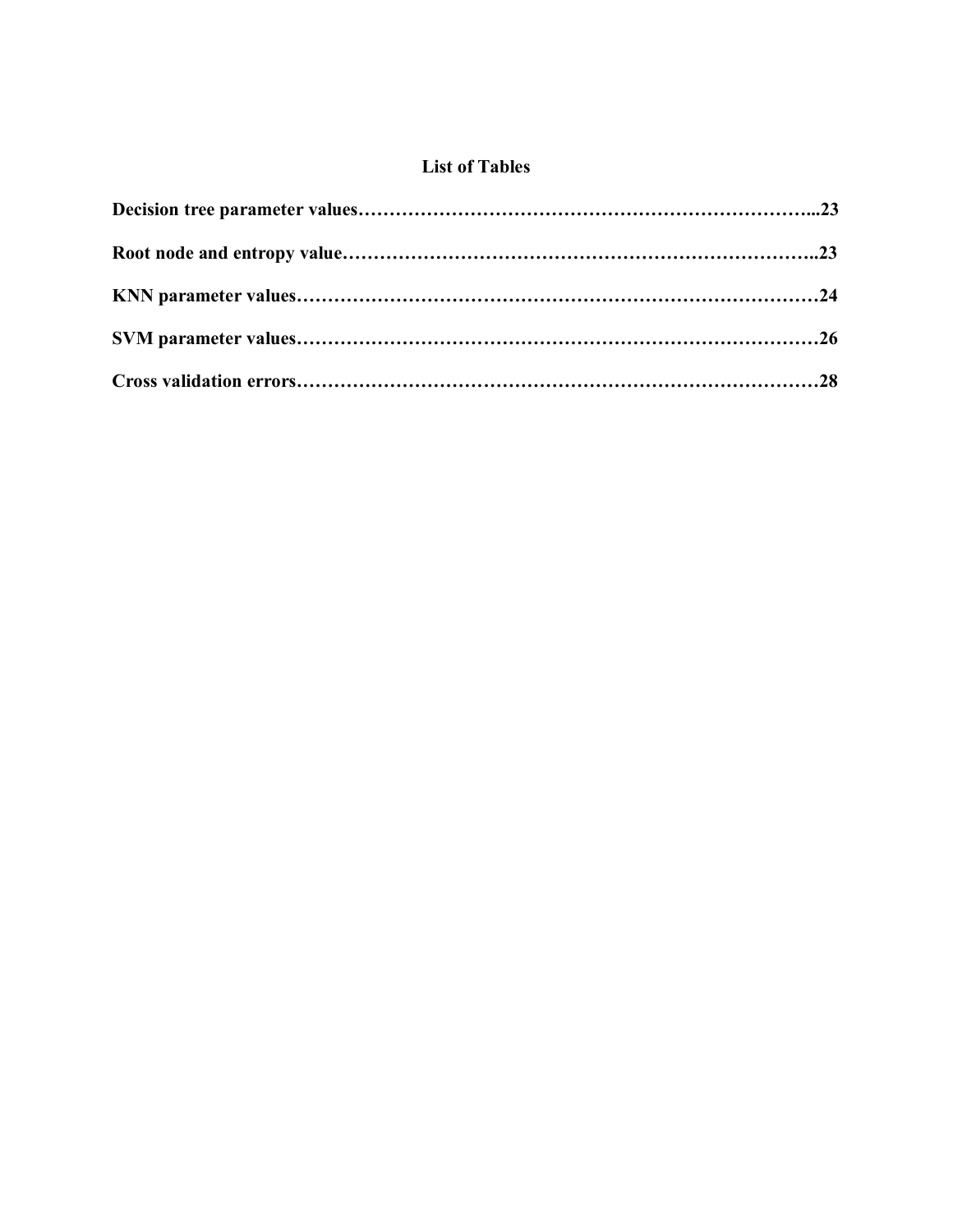# List of Tables

**Decision tree parameter values…………………………………………………………………...23**

**Root node and entropy value…………………………………………………………………..23**

**KNN parameter values…………………………………………………………………………24**

**SVM parameter values…………………………………………………………………………26**

**Cross validation errors…………………………………………………………………………28**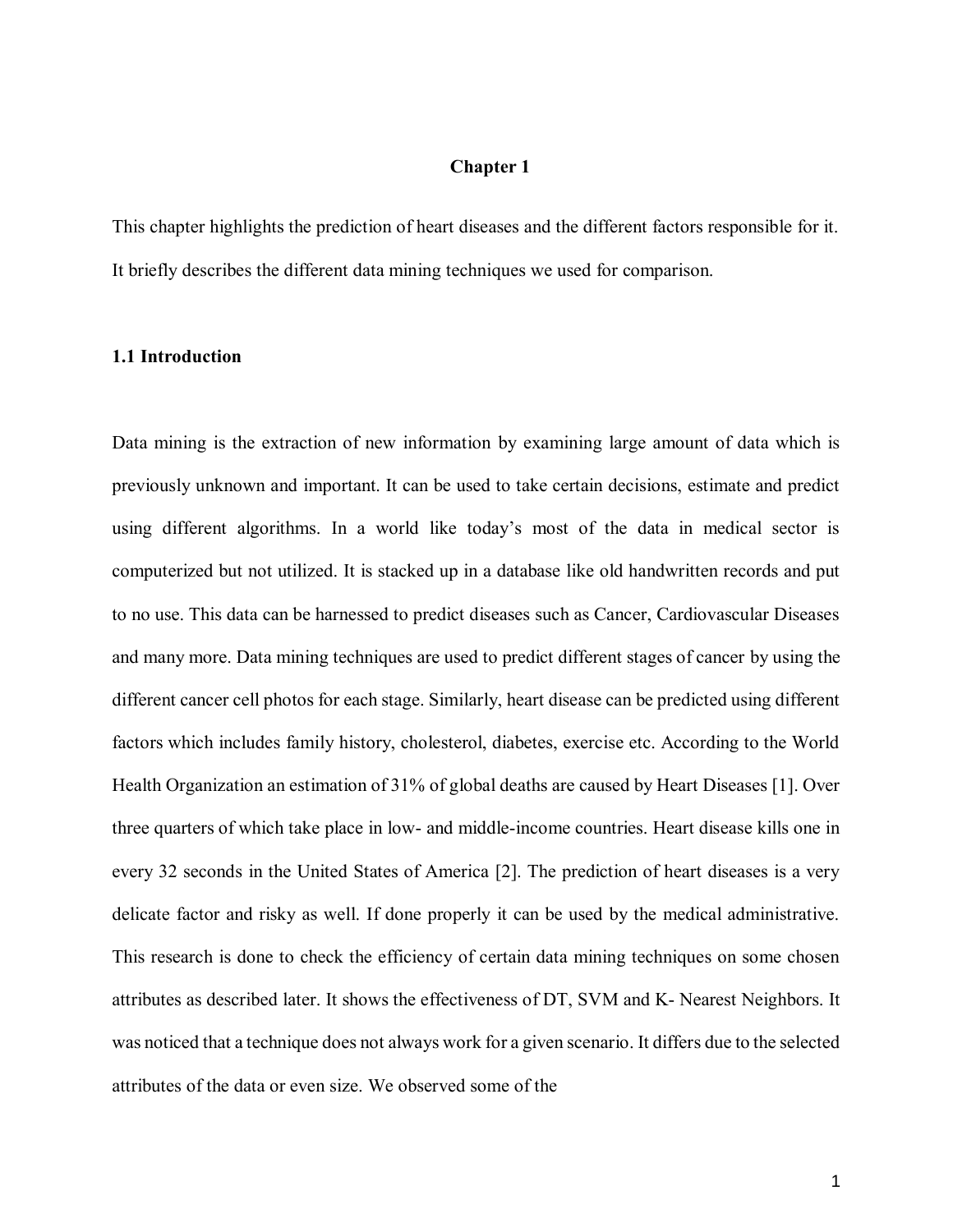# Chapter 1

This chapter highlights the prediction of heart diseases and the different factors responsible for it. It briefly describes the different data mining techniques we used for comparison.

## 1.1 Introduction

Data mining is the extraction of new information by examining large amount of data which is previously unknown and important. It can be used to take certain decisions, estimate and predict using different algorithms. In a world like today's most of the data in medical sector is computerized but not utilized. It is stacked up in a database like old handwritten records and put to no use. This data can be harnessed to predict diseases such as Cancer, Cardiovascular Diseases and many more. Data mining techniques are used to predict different stages of cancer by using the different cancer cell photos for each stage. Similarly, heart disease can be predicted using different factors which includes family history, cholesterol, diabetes, exercise etc. According to the World Health Organization an estimation of 31% of global deaths are caused by Heart Diseases [1]. Over three quarters of which take place in low- and middle-income countries. Heart disease kills one in every 32 seconds in the United States of America [2]. The prediction of heart diseases is a very delicate factor and risky as well. If done properly it can be used by the medical administrative. This research is done to check the efficiency of certain data mining techniques on some chosen attributes as described later. It shows the effectiveness of DT, SVM and K- Nearest Neighbors. It was noticed that a technique does not always work for a given scenario. It differs due to the selected attributes of the data or even size. We observed some of the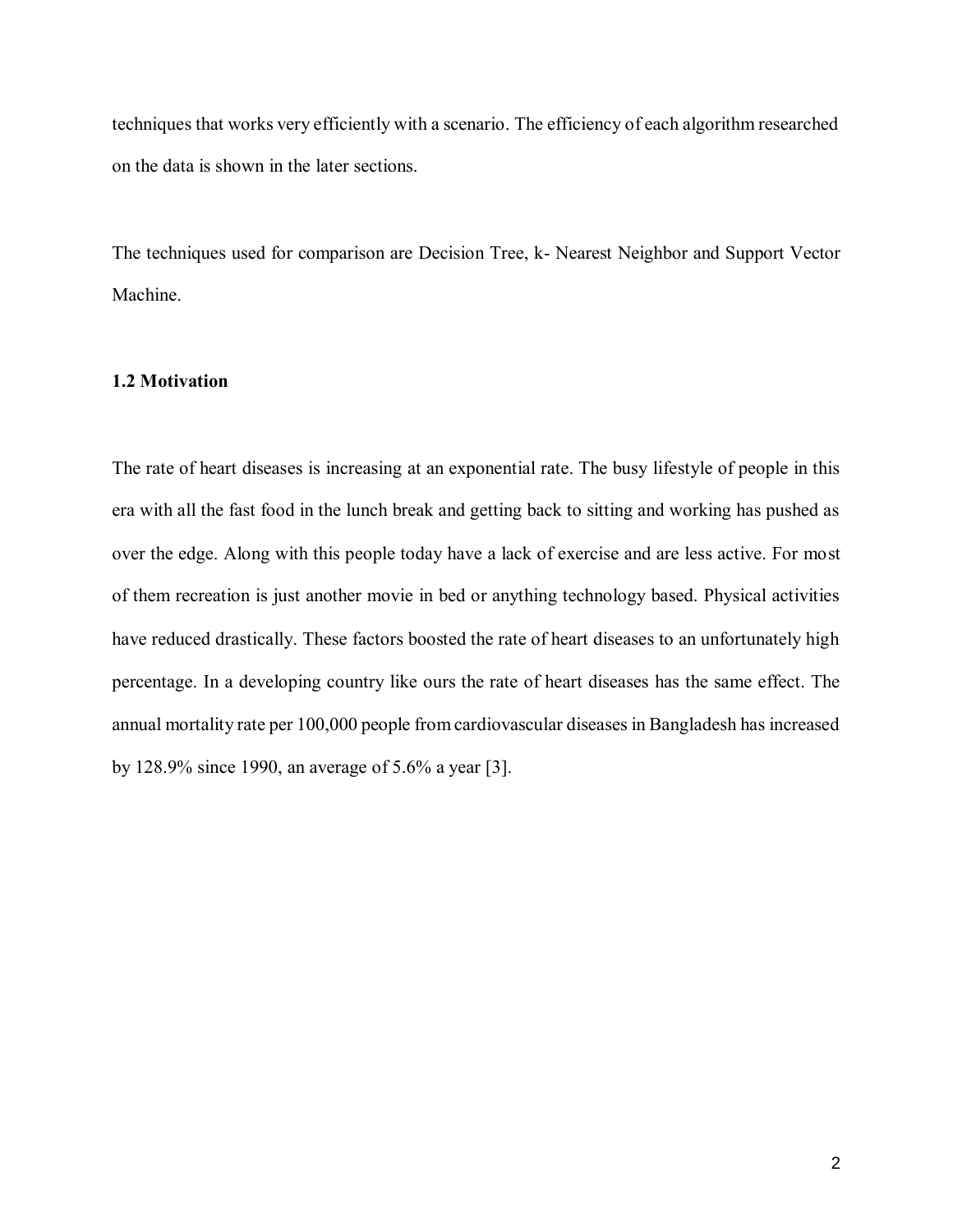techniques that works very efficiently with a scenario. The efficiency of each algorithm researched on the data is shown in the later sections.

The techniques used for comparison are Decision Tree, k- Nearest Neighbor and Support Vector Machine.

### 1.2 Motivation

The rate of heart diseases is increasing at an exponential rate. The busy lifestyle of people in this era with all the fast food in the lunch break and getting back to sitting and working has pushed as over the edge. Along with this people today have a lack of exercise and are less active. For most of them recreation is just another movie in bed or anything technology based. Physical activities have reduced drastically. These factors boosted the rate of heart diseases to an unfortunately high percentage. In a developing country like ours the rate of heart diseases has the same effect. The annual mortality rate per 100,000 people from cardiovascular diseases in Bangladesh has increased by 128.9% since 1990, an average of 5.6% a year [3].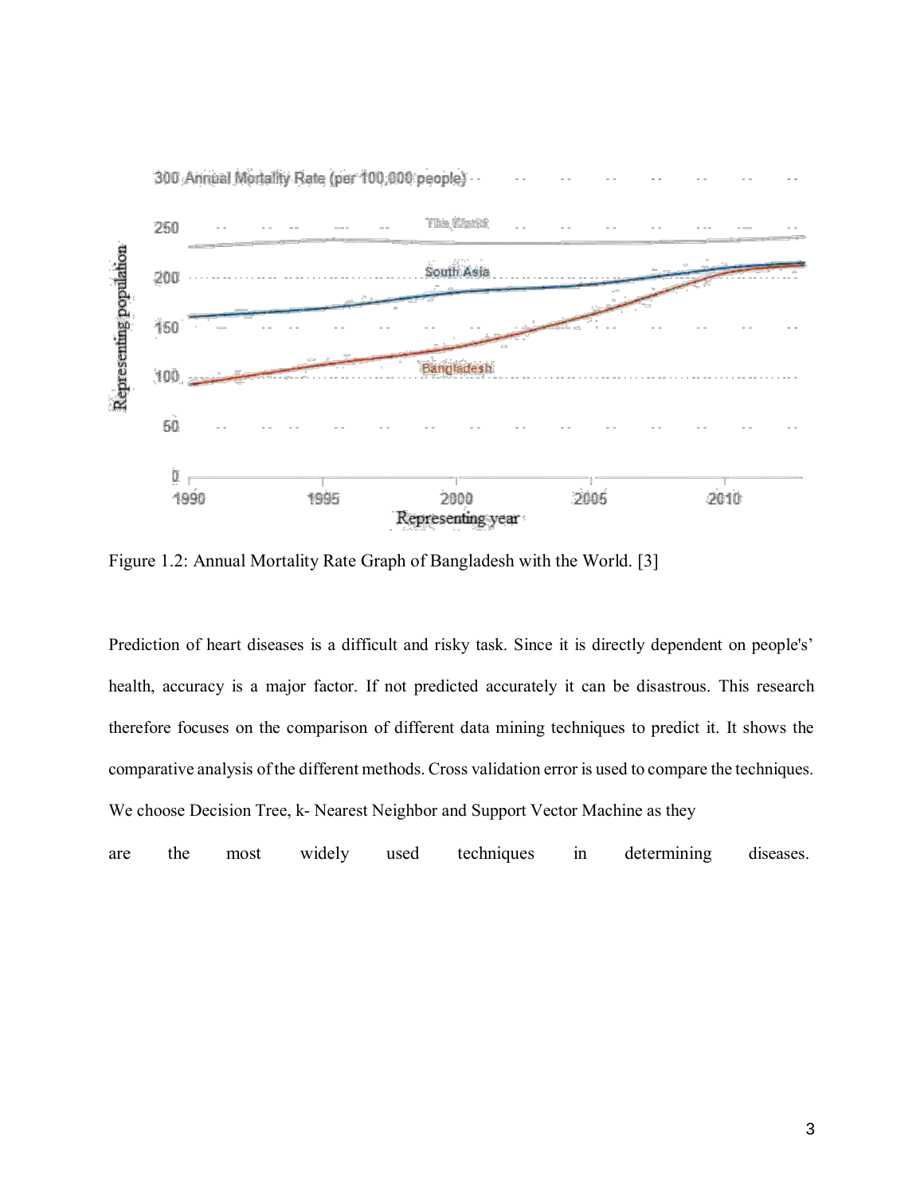Figure 1.2: Annual Mortality Rate Graph of Bangladesh with the World. [3]

Prediction of heart diseases is a difficult and risky task. Since it is directly dependent on people's' health, accuracy is a major factor. If not predicted accurately it can be disastrous. This research therefore focuses on the comparison of different data mining techniques to predict it. It shows the comparative analysis of the different methods. Cross validation error is used to compare the techniques. We choose Decision Tree, k- Nearest Neighbor and Support Vector Machine as they are the most widely used techniques in determining diseases.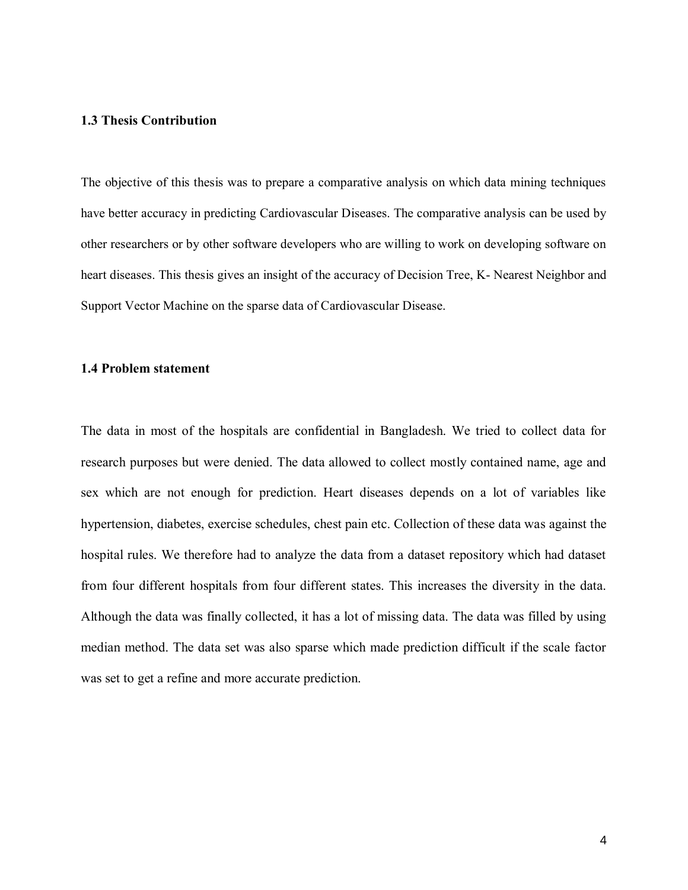### 1.3 Thesis Contribution

The objective of this thesis was to prepare a comparative analysis on which data mining techniques have better accuracy in predicting Cardiovascular Diseases. The comparative analysis can be used by other researchers or by other software developers who are willing to work on developing software on heart diseases. This thesis gives an insight of the accuracy of Decision Tree, K- Nearest Neighbor and Support Vector Machine on the sparse data of Cardiovascular Disease.

### 1.4 Problem statement

The data in most of the hospitals are confidential in Bangladesh. We tried to collect data for research purposes but were denied. The data allowed to collect mostly contained name, age and sex which are not enough for prediction. Heart diseases depends on a lot of variables like hypertension, diabetes, exercise schedules, chest pain etc. Collection of these data was against the hospital rules. We therefore had to analyze the data from a dataset repository which had dataset from four different hospitals from four different states. This increases the diversity in the data. Although the data was finally collected, it has a lot of missing data. The data was filled by using median method. The data set was also sparse which made prediction difficult if the scale factor was set to get a refine and more accurate prediction.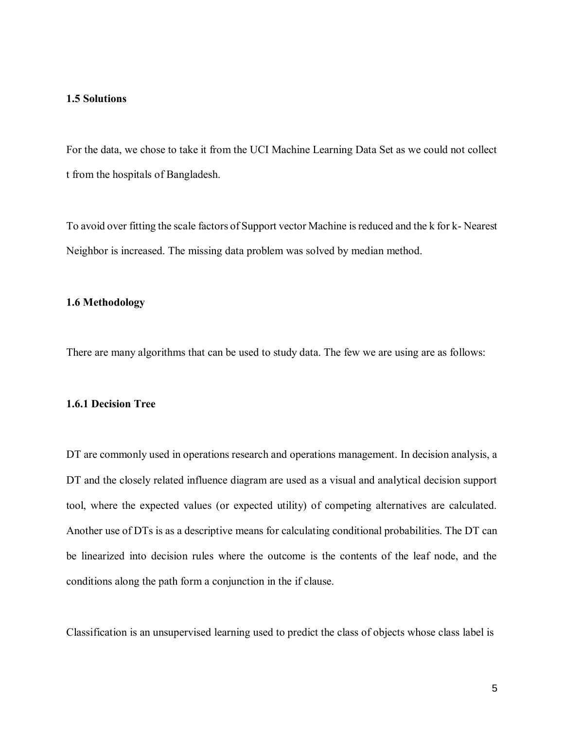### 1.5 Solutions

For the data, we chose to take it from the UCI Machine Learning Data Set as we could not collect t from the hospitals of Bangladesh.

To avoid over fitting the scale factors of Support vector Machine is reduced and the k for k- Nearest Neighbor is increased. The missing data problem was solved by median method.

### 1.6 Methodology

There are many algorithms that can be used to study data. The few we are using are as follows:

#### 1.6.1 Decision Tree

DT are commonly used in operations research and operations management. In decision analysis, a DT and the closely related influence diagram are used as a visual and analytical decision support tool, where the expected values (or expected utility) of competing alternatives are calculated. Another use of DTs is as a descriptive means for calculating conditional probabilities. The DT can be linearized into decision rules where the outcome is the contents of the leaf node, and the conditions along the path form a conjunction in the if clause.

Classification is an unsupervised learning used to predict the class of objects whose class label is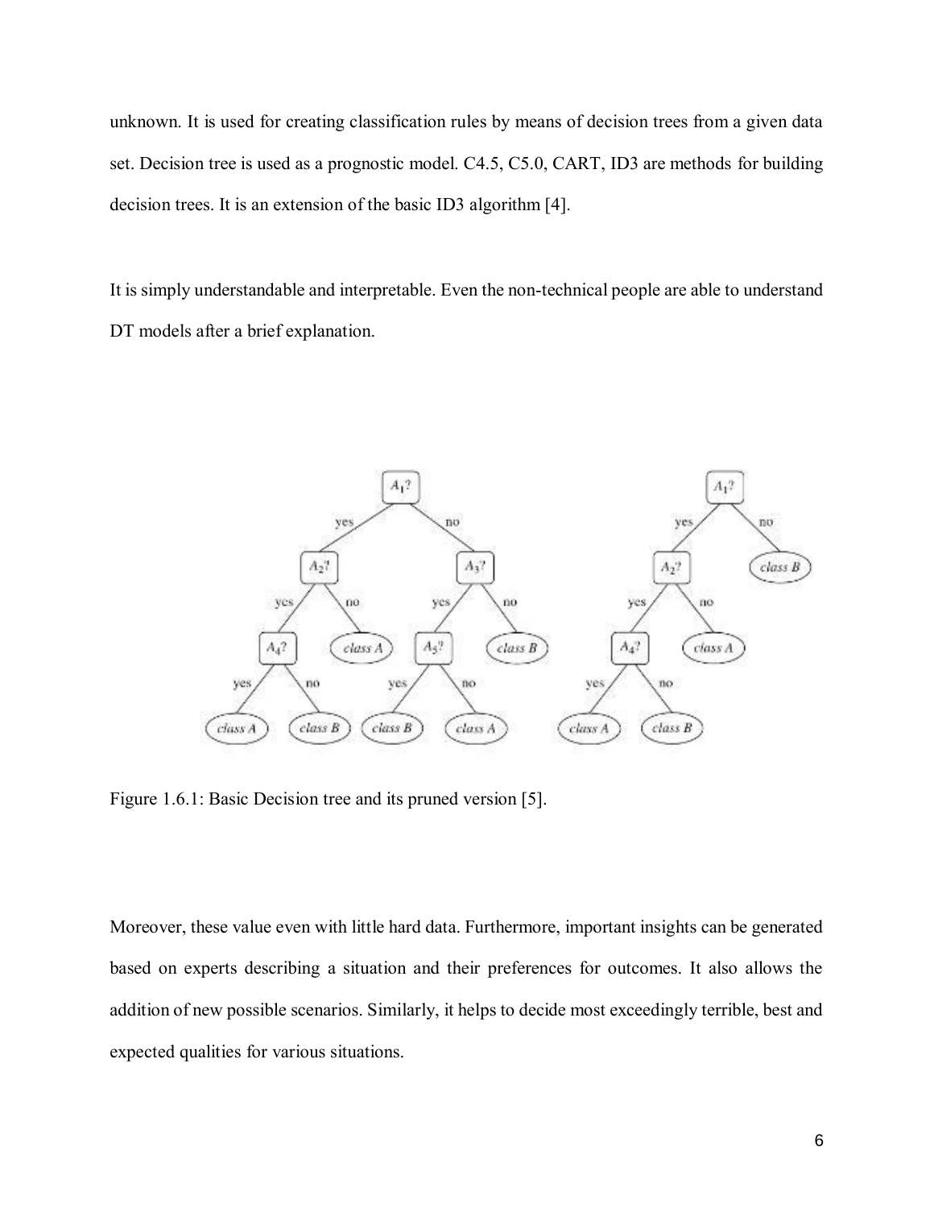unknown. It is used for creating classification rules by means of decision trees from a given data set. Decision tree is used as a prognostic model. C4.5, C5.0, CART, ID3 are methods for building decision trees. It is an extension of the basic ID3 algorithm [4].

It is simply understandable and interpretable. Even the non-technical people are able to understand DT models after a brief explanation.

$A_1$?
yes
no
$A_2$?
$A_3$?
yes
no
yes
no
$A_4$?
class A
$A_5$?
class B
yes
no
yes
no
class A
class B
class B
class A

$A_1$?
yes
no
$A_2$?
class B
yes
no
$A_4$?
class A
yes
no
class A
class B

Figure 1.6.1: Basic Decision tree and its pruned version [5].

Moreover, these value even with little hard data. Furthermore, important insights can be generated based on experts describing a situation and their preferences for outcomes. It also allows the addition of new possible scenarios. Similarly, it helps to decide most exceedingly terrible, best and expected qualities for various situations.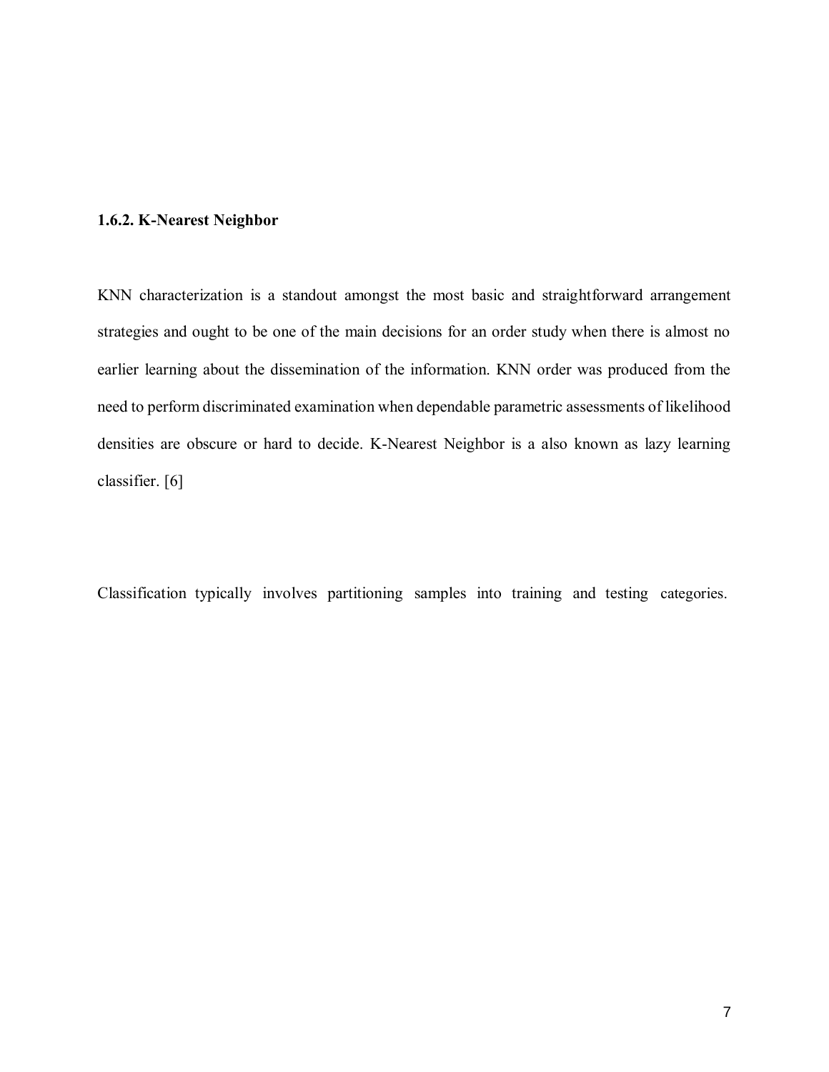### 1.6.2. K-Nearest Neighbor

KNN characterization is a standout amongst the most basic and straightforward arrangement strategies and ought to be one of the main decisions for an order study when there is almost no earlier learning about the dissemination of the information. KNN order was produced from the need to perform discriminated examination when dependable parametric assessments of likelihood densities are obscure or hard to decide. K-Nearest Neighbor is a also known as lazy learning classifier. [6]

Classification typically involves partitioning samples into training and testing categories.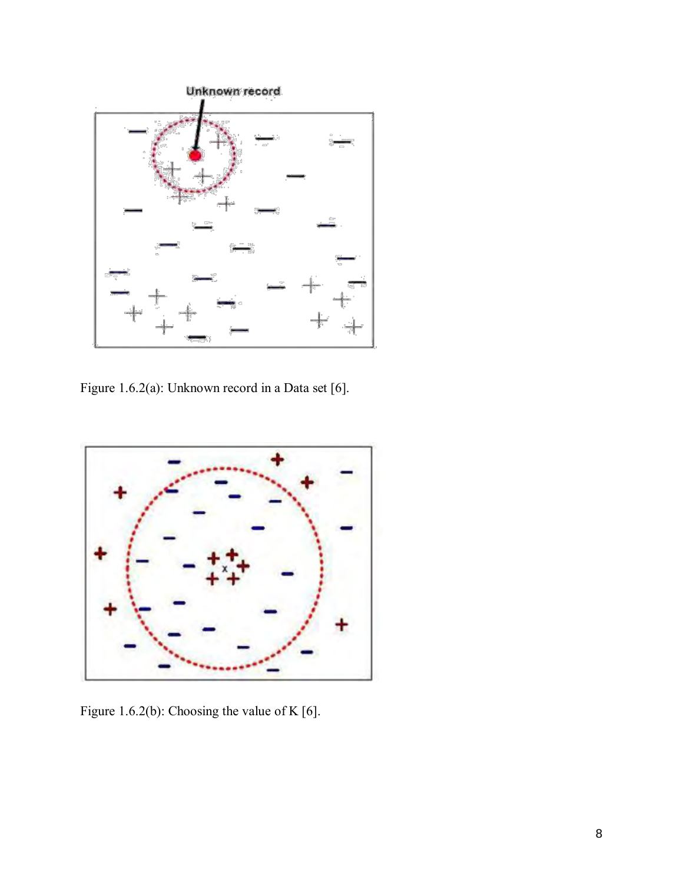Unknown record

Figure 1.6.2(a): Unknown record in a Data set [6].

Figure 1.6.2(b): Choosing the value of K [6].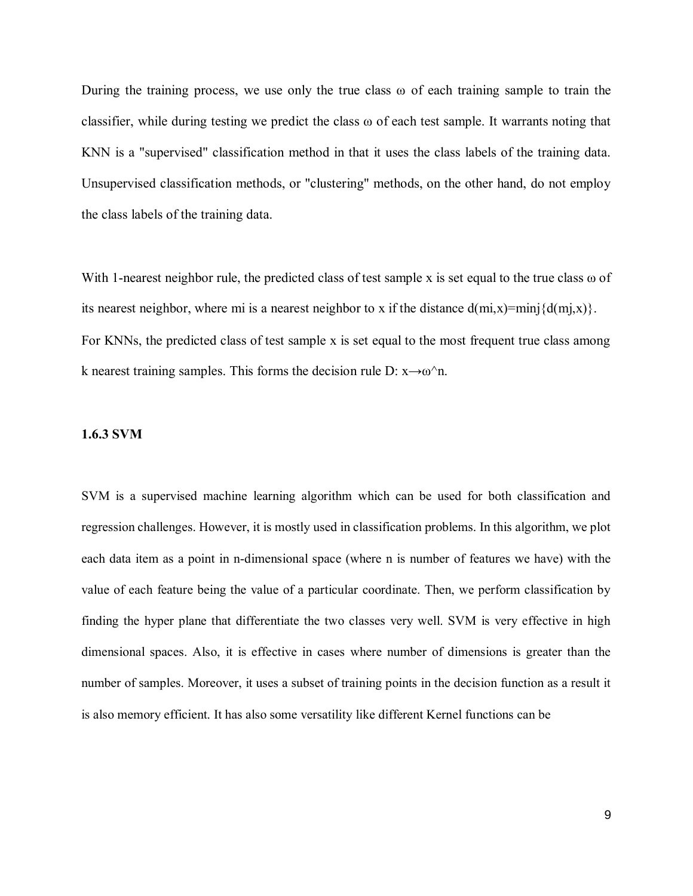During the training process, we use only the true class $\omega$ of each training sample to train the classifier, while during testing we predict the class $\omega$ of each test sample. It warrants noting that KNN is a "supervised" classification method in that it uses the class labels of the training data. Unsupervised classification methods, or "clustering" methods, on the other hand, do not employ the class labels of the training data.

With 1-nearest neighbor rule, the predicted class of test sample x is set equal to the true class $\omega$ of its nearest neighbor, where mi is a nearest neighbor to x if the distance $d(m_i,x)=\min_j\{d(m_j,x)\}$. For KNNs, the predicted class of test sample x is set equal to the most frequent true class among k nearest training samples. This forms the decision rule $D: x \rightarrow \omega^n$.

### 1.6.3 SVM

SVM is a supervised machine learning algorithm which can be used for both classification and regression challenges. However, it is mostly used in classification problems. In this algorithm, we plot each data item as a point in n-dimensional space (where n is number of features we have) with the value of each feature being the value of a particular coordinate. Then, we perform classification by finding the hyper plane that differentiate the two classes very well. SVM is very effective in high dimensional spaces. Also, it is effective in cases where number of dimensions is greater than the number of samples. Moreover, it uses a subset of training points in the decision function as a result it is also memory efficient. It has also some versatility like different Kernel functions can be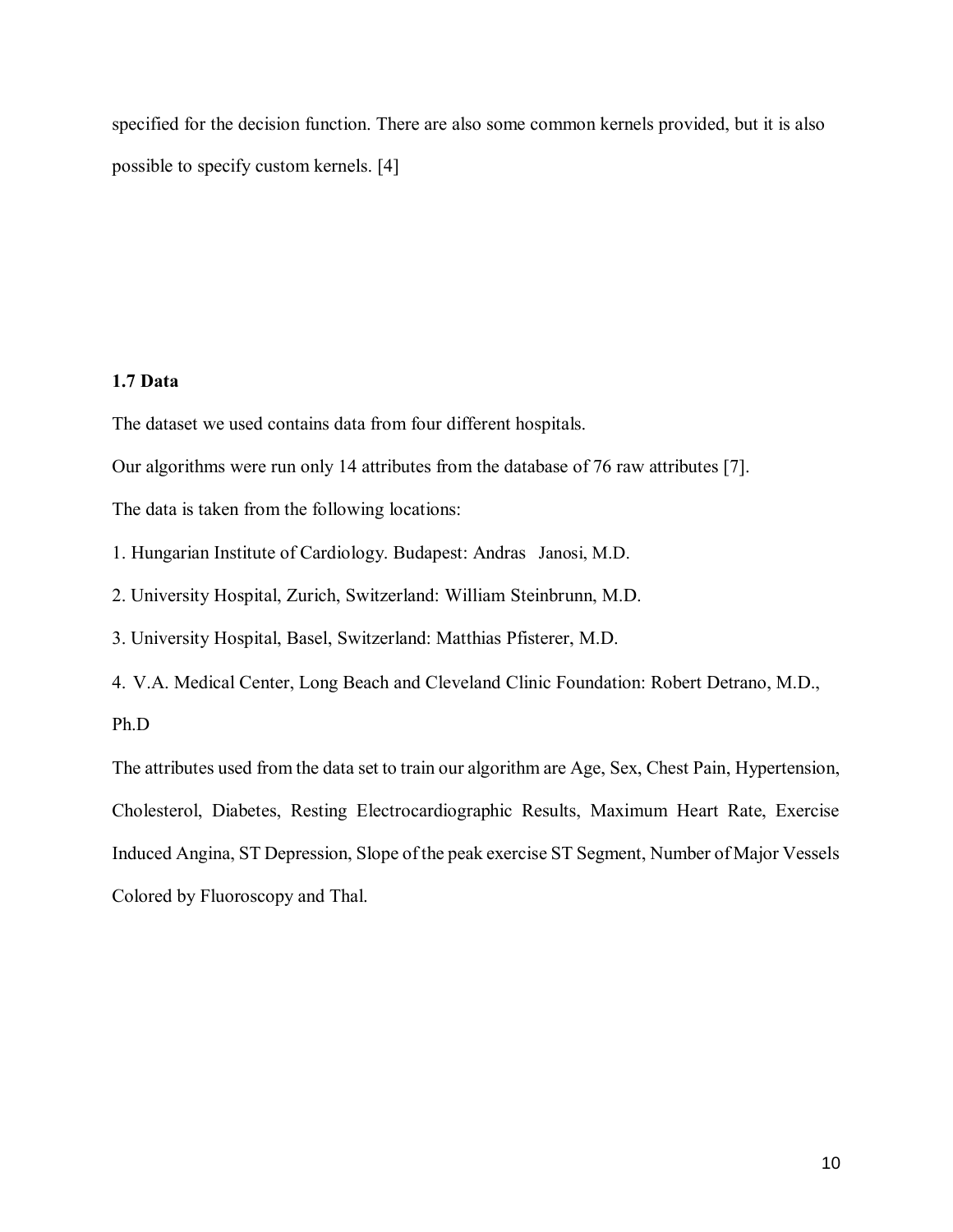specified for the decision function. There are also some common kernels provided, but it is also possible to specify custom kernels. [4]

### 1.7 Data

The dataset we used contains data from four different hospitals.

Our algorithms were run only 14 attributes from the database of 76 raw attributes [7].

The data is taken from the following locations:

1. Hungarian Institute of Cardiology. Budapest: Andras Janosi, M.D.
2. University Hospital, Zurich, Switzerland: William Steinbrunn, M.D.
3. University Hospital, Basel, Switzerland: Matthias Pfisterer, M.D.
4. V.A. Medical Center, Long Beach and Cleveland Clinic Foundation: Robert Detrano, M.D., Ph.D

The attributes used from the data set to train our algorithm are Age, Sex, Chest Pain, Hypertension, Cholesterol, Diabetes, Resting Electrocardiographic Results, Maximum Heart Rate, Exercise Induced Angina, ST Depression, Slope of the peak exercise ST Segment, Number of Major Vessels Colored by Fluoroscopy and Thal.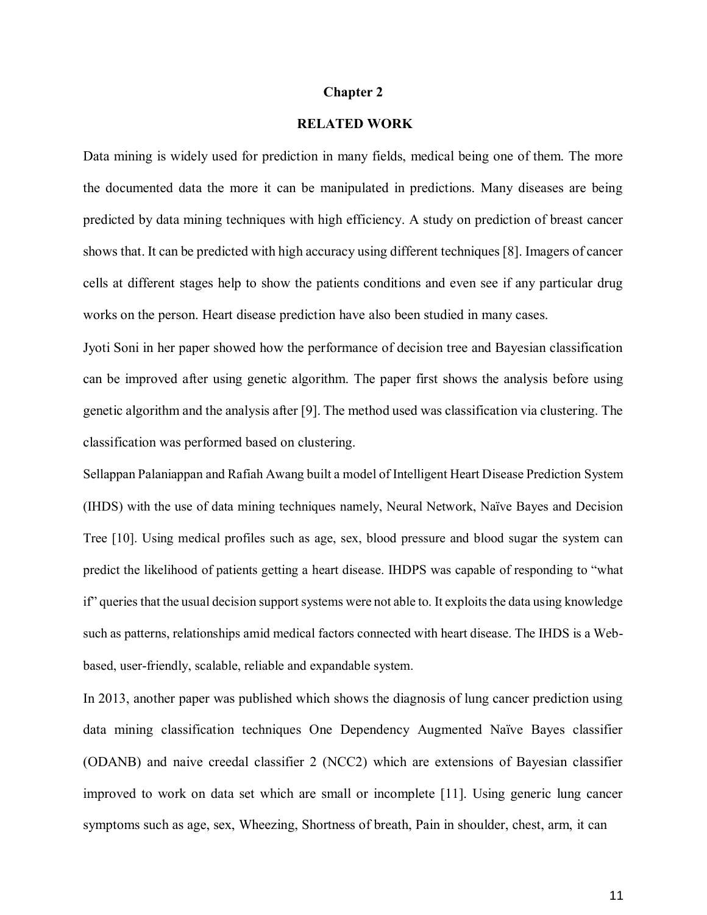# Chapter 2

## RELATED WORK

Data mining is widely used for prediction in many fields, medical being one of them. The more the documented data the more it can be manipulated in predictions. Many diseases are being predicted by data mining techniques with high efficiency. A study on prediction of breast cancer shows that. It can be predicted with high accuracy using different techniques [8]. Imagers of cancer cells at different stages help to show the patients conditions and even see if any particular drug works on the person. Heart disease prediction have also been studied in many cases.

Jyoti Soni in her paper showed how the performance of decision tree and Bayesian classification can be improved after using genetic algorithm. The paper first shows the analysis before using genetic algorithm and the analysis after [9]. The method used was classification via clustering. The classification was performed based on clustering.

Sellappan Palaniappan and Rafiah Awang built a model of Intelligent Heart Disease Prediction System (IHDS) with the use of data mining techniques namely, Neural Network, Naïve Bayes and Decision Tree [10]. Using medical profiles such as age, sex, blood pressure and blood sugar the system can predict the likelihood of patients getting a heart disease. IHDPS was capable of responding to "what if" queries that the usual decision support systems were not able to. It exploits the data using knowledge such as patterns, relationships amid medical factors connected with heart disease. The IHDS is a Web-based, user-friendly, scalable, reliable and expandable system.

In 2013, another paper was published which shows the diagnosis of lung cancer prediction using data mining classification techniques One Dependency Augmented Naïve Bayes classifier (ODANB) and naive creedal classifier 2 (NCC2) which are extensions of Bayesian classifier improved to work on data set which are small or incomplete [11]. Using generic lung cancer symptoms such as age, sex, Wheezing, Shortness of breath, Pain in shoulder, chest, arm, it can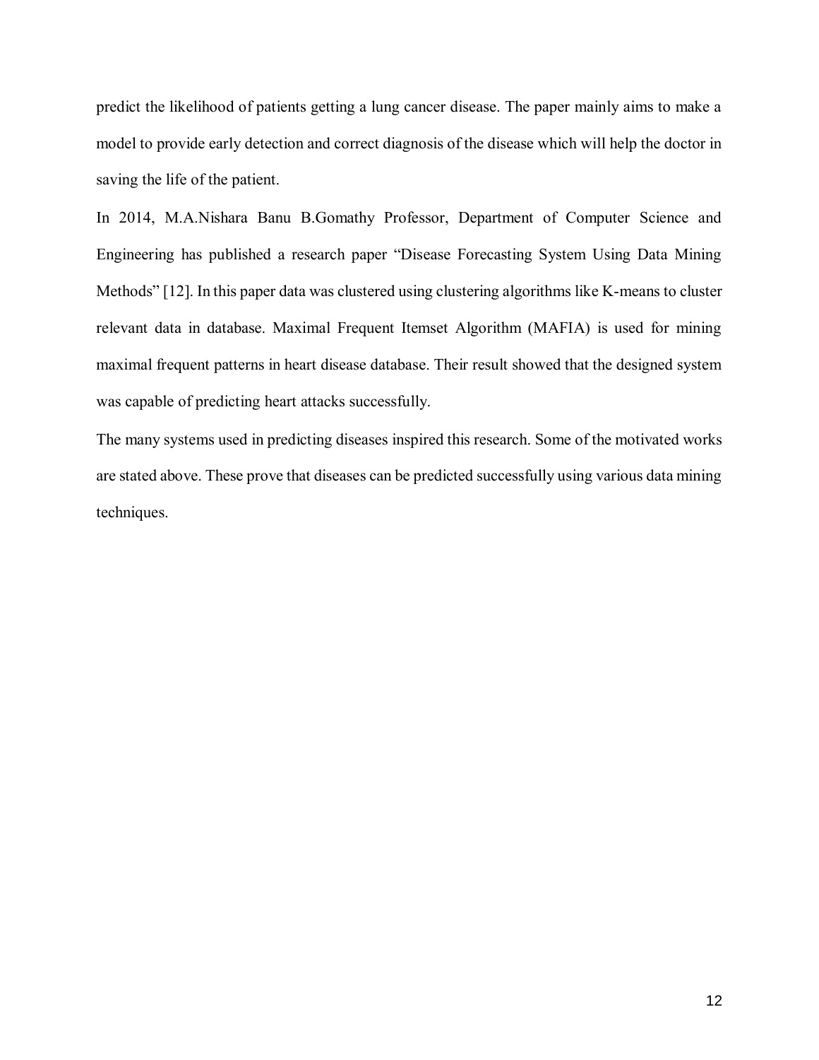predict the likelihood of patients getting a lung cancer disease. The paper mainly aims to make a model to provide early detection and correct diagnosis of the disease which will help the doctor in saving the life of the patient.

In 2014, M.A.Nishara Banu B.Gomathy Professor, Department of Computer Science and Engineering has published a research paper "Disease Forecasting System Using Data Mining Methods" [12]. In this paper data was clustered using clustering algorithms like K-means to cluster relevant data in database. Maximal Frequent Itemset Algorithm (MAFIA) is used for mining maximal frequent patterns in heart disease database. Their result showed that the designed system was capable of predicting heart attacks successfully.

The many systems used in predicting diseases inspired this research. Some of the motivated works are stated above. These prove that diseases can be predicted successfully using various data mining techniques.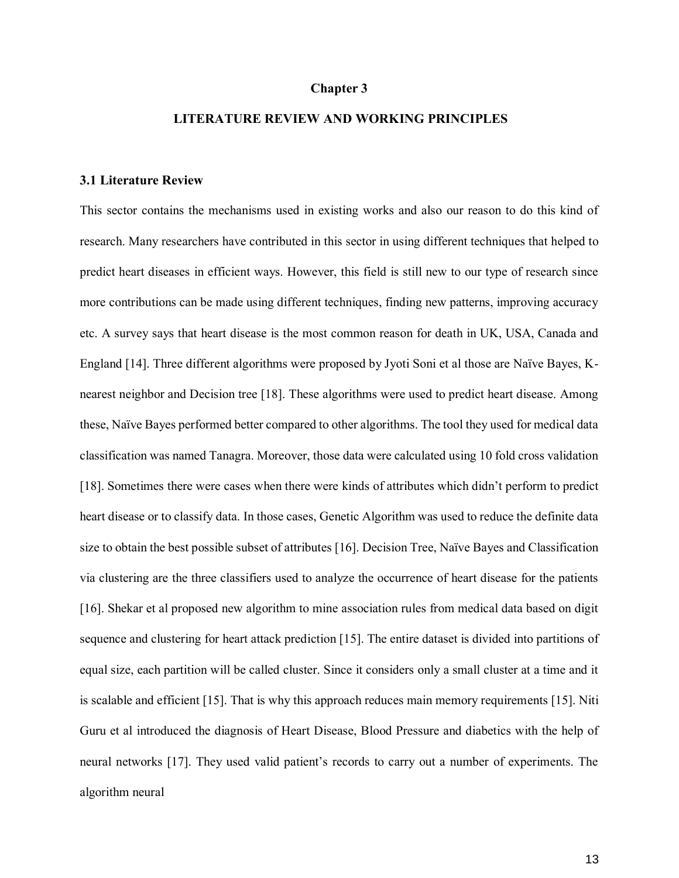# Chapter 3

## LITERATURE REVIEW AND WORKING PRINCIPLES

### 3.1 Literature Review

This sector contains the mechanisms used in existing works and also our reason to do this kind of research. Many researchers have contributed in this sector in using different techniques that helped to predict heart diseases in efficient ways. However, this field is still new to our type of research since more contributions can be made using different techniques, finding new patterns, improving accuracy etc. A survey says that heart disease is the most common reason for death in UK, USA, Canada and England [14]. Three different algorithms were proposed by Jyoti Soni et al those are Naïve Bayes, K-nearest neighbor and Decision tree [18]. These algorithms were used to predict heart disease. Among these, Naïve Bayes performed better compared to other algorithms. The tool they used for medical data classification was named Tanagra. Moreover, those data were calculated using 10 fold cross validation [18]. Sometimes there were cases when there were kinds of attributes which didn't perform to predict heart disease or to classify data. In those cases, Genetic Algorithm was used to reduce the definite data size to obtain the best possible subset of attributes [16]. Decision Tree, Naïve Bayes and Classification via clustering are the three classifiers used to analyze the occurrence of heart disease for the patients [16]. Shekar et al proposed new algorithm to mine association rules from medical data based on digit sequence and clustering for heart attack prediction [15]. The entire dataset is divided into partitions of equal size, each partition will be called cluster. Since it considers only a small cluster at a time and it is scalable and efficient [15]. That is why this approach reduces main memory requirements [15]. Niti Guru et al introduced the diagnosis of Heart Disease, Blood Pressure and diabetics with the help of neural networks [17]. They used valid patient's records to carry out a number of experiments. The algorithm neural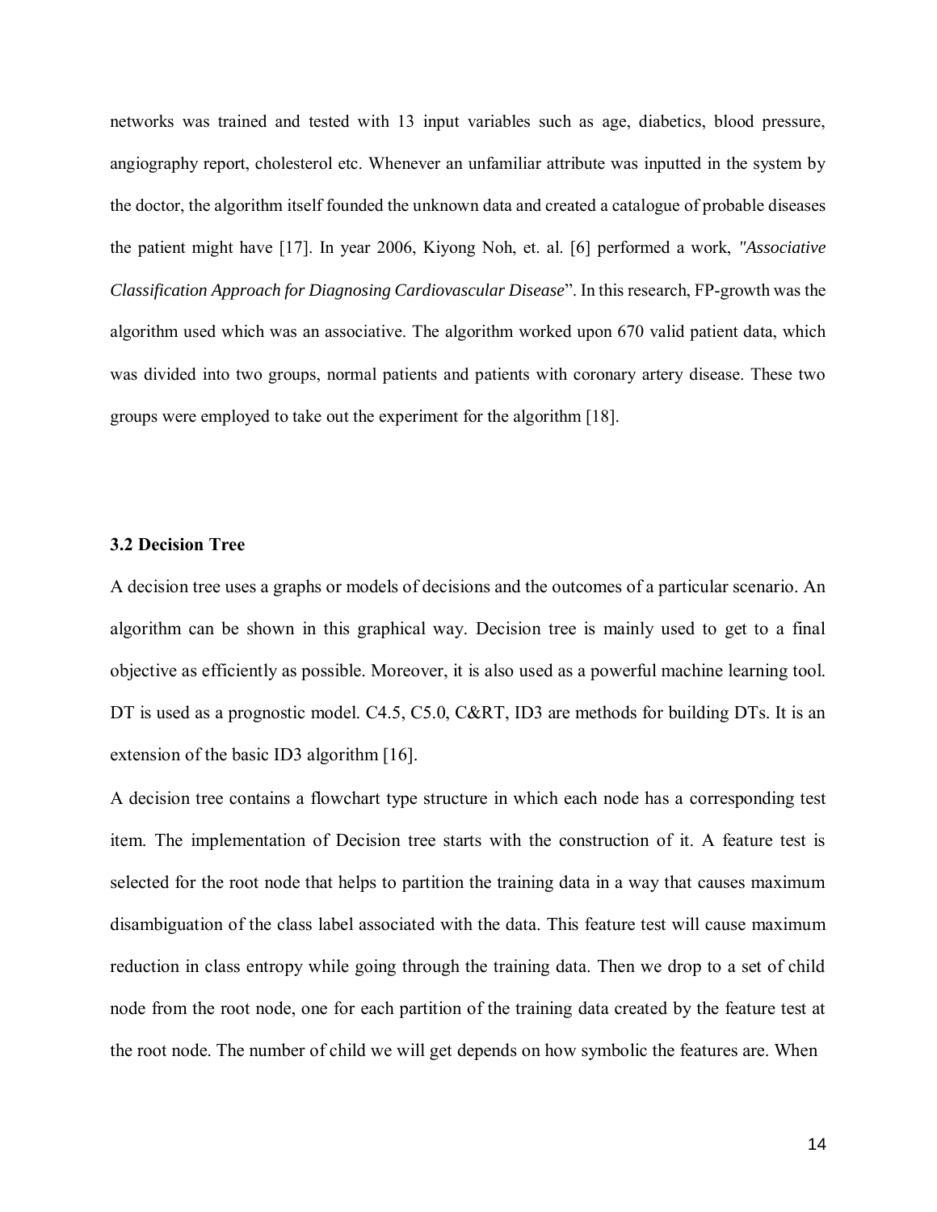networks was trained and tested with 13 input variables such as age, diabetics, blood pressure, angiography report, cholesterol etc. Whenever an unfamiliar attribute was inputted in the system by the doctor, the algorithm itself founded the unknown data and created a catalogue of probable diseases the patient might have [17]. In year 2006, Kiyong Noh, et. al. [6] performed a work, *"Associative Classification Approach for Diagnosing Cardiovascular Disease*". In this research, FP-growth was the algorithm used which was an associative. The algorithm worked upon 670 valid patient data, which was divided into two groups, normal patients and patients with coronary artery disease. These two groups were employed to take out the experiment for the algorithm [18].

### 3.2 Decision Tree

A decision tree uses a graphs or models of decisions and the outcomes of a particular scenario. An algorithm can be shown in this graphical way. Decision tree is mainly used to get to a final objective as efficiently as possible. Moreover, it is also used as a powerful machine learning tool. DT is used as a prognostic model. C4.5, C5.0, C&RT, ID3 are methods for building DTs. It is an extension of the basic ID3 algorithm [16].

A decision tree contains a flowchart type structure in which each node has a corresponding test item. The implementation of Decision tree starts with the construction of it. A feature test is selected for the root node that helps to partition the training data in a way that causes maximum disambiguation of the class label associated with the data. This feature test will cause maximum reduction in class entropy while going through the training data. Then we drop to a set of child node from the root node, one for each partition of the training data created by the feature test at the root node. The number of child we will get depends on how symbolic the features are. When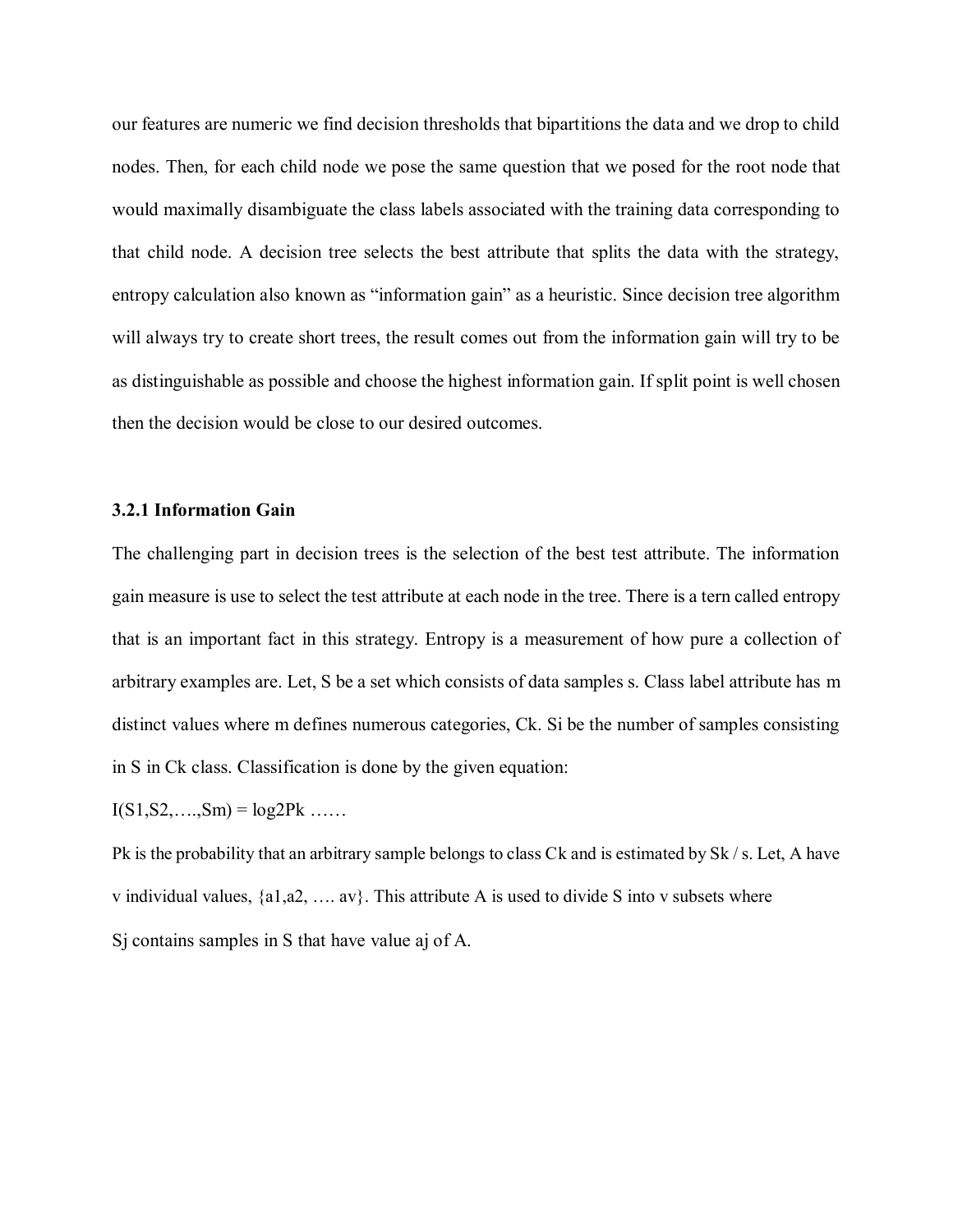our features are numeric we find decision thresholds that bipartitions the data and we drop to child nodes. Then, for each child node we pose the same question that we posed for the root node that would maximally disambiguate the class labels associated with the training data corresponding to that child node. A decision tree selects the best attribute that splits the data with the strategy, entropy calculation also known as "information gain" as a heuristic. Since decision tree algorithm will always try to create short trees, the result comes out from the information gain will try to be as distinguishable as possible and choose the highest information gain. If split point is well chosen then the decision would be close to our desired outcomes.

### 3.2.1 Information Gain

The challenging part in decision trees is the selection of the best test attribute. The information gain measure is use to select the test attribute at each node in the tree. There is a tern called entropy that is an important fact in this strategy. Entropy is a measurement of how pure a collection of arbitrary examples are. Let, S be a set which consists of data samples s. Class label attribute has m distinct values where m defines numerous categories, $C_k$. $S_i$ be the number of samples consisting in S in $C_k$ class. Classification is done by the given equation:

$I(S_1, S_2, \ldots, S_m) = \log_2 P_k$ ……

$P_k$ is the probability that an arbitrary sample belongs to class $C_k$ and is estimated by $S_k / s$. Let, A have v individual values, $\{a_1, a_2, \ldots a_v\}$. This attribute A is used to divide S into v subsets where $S_j$ contains samples in S that have value $a_j$ of A.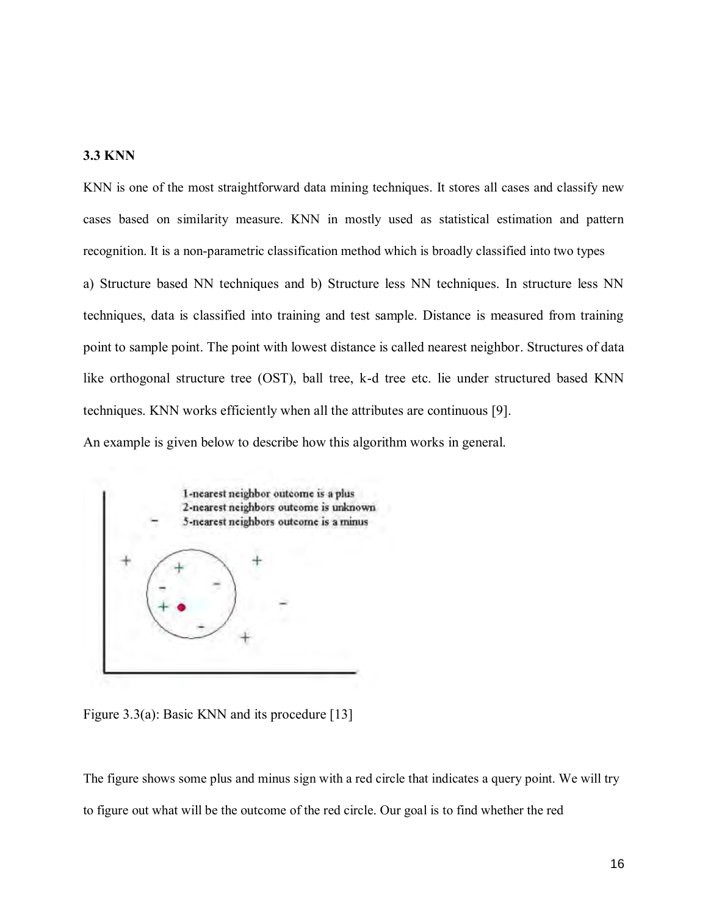### 3.3 KNN

KNN is one of the most straightforward data mining techniques. It stores all cases and classify new cases based on similarity measure. KNN in mostly used as statistical estimation and pattern recognition. It is a non-parametric classification method which is broadly classified into two types a) Structure based NN techniques and b) Structure less NN techniques. In structure less NN techniques, data is classified into training and test sample. Distance is measured from training point to sample point. The point with lowest distance is called nearest neighbor. Structures of data like orthogonal structure tree (OST), ball tree, k-d tree etc. lie under structured based KNN techniques. KNN works efficiently when all the attributes are continuous [9].

An example is given below to describe how this algorithm works in general.

1-nearest neighbor outcome is a plus
2-nearest neighbors outcome is unknown
5-nearest neighbors outcome is a minus

Figure 3.3(a): Basic KNN and its procedure [13]

The figure shows some plus and minus sign with a red circle that indicates a query point. We will try to figure out what will be the outcome of the red circle. Our goal is to find whether the red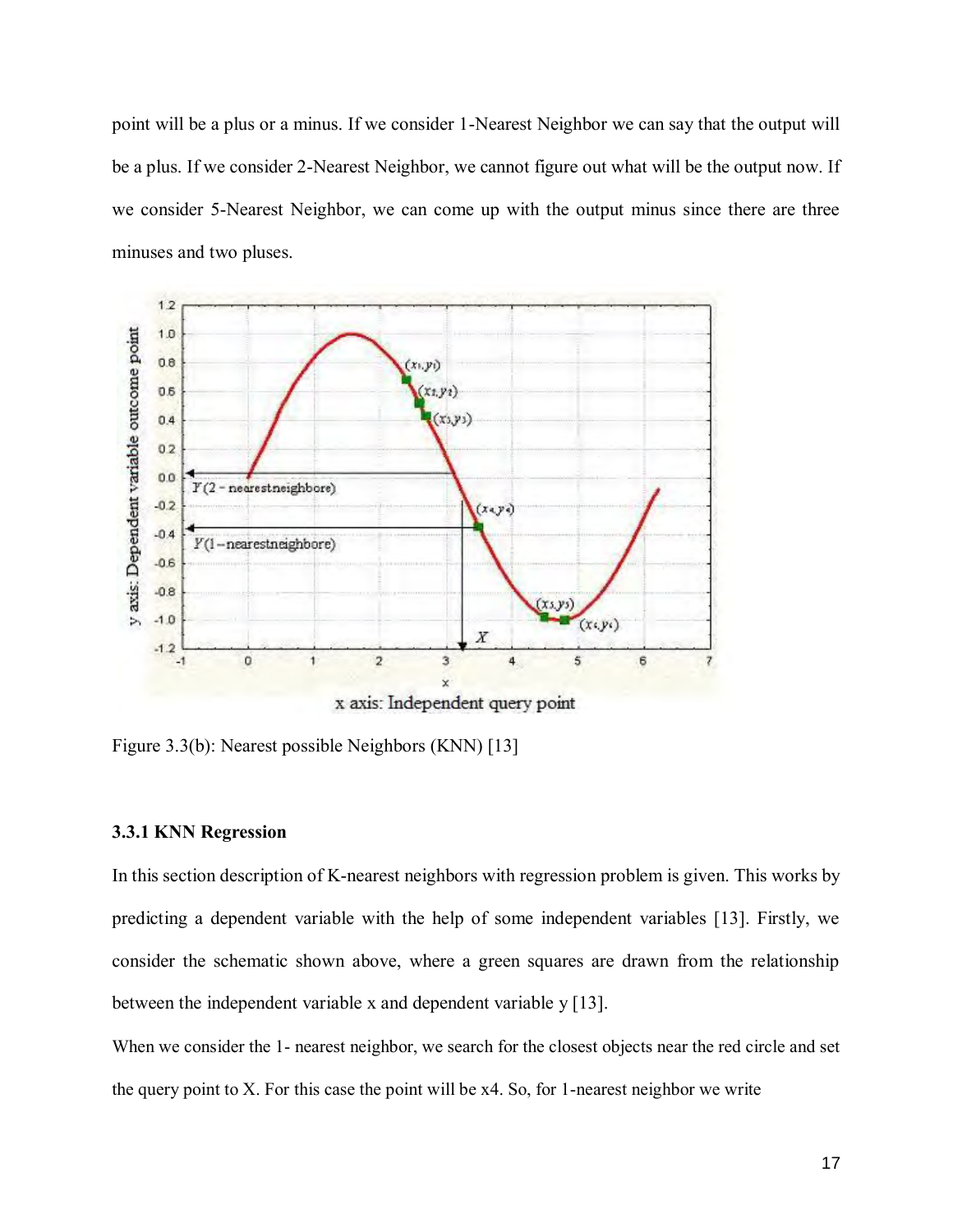point will be a plus or a minus. If we consider 1-Nearest Neighbor we can say that the output will be a plus. If we consider 2-Nearest Neighbor, we cannot figure out what will be the output now. If we consider 5-Nearest Neighbor, we can come up with the output minus since there are three minuses and two pluses.

y axis: Dependent variable outcome point

1.2
1.0
0.8
0.6
0.4
0.2
0.0
-0.2
-0.4
-0.6
-0.8
-1.0
-1.2

-1 0 1 2 3 4 5 6 7

x

x axis: Independent query point

$(x_1, y_1)$
$(x_2, y_2)$
$(x_3, y_3)$
$(x_4, y_4)$
$(x_5, y_5)$
$(x_6, y_6)$

$Y$(2 - nearestneighbore)
$Y$(1 - nearestneighbore)
$X$

Figure 3.3(b): Nearest possible Neighbors (KNN) [13]

### 3.3.1 KNN Regression

In this section description of K-nearest neighbors with regression problem is given. This works by predicting a dependent variable with the help of some independent variables [13]. Firstly, we consider the schematic shown above, where a green squares are drawn from the relationship between the independent variable x and dependent variable y [13].

When we consider the 1- nearest neighbor, we search for the closest objects near the red circle and set the query point to X. For this case the point will be x4. So, for 1-nearest neighbor we write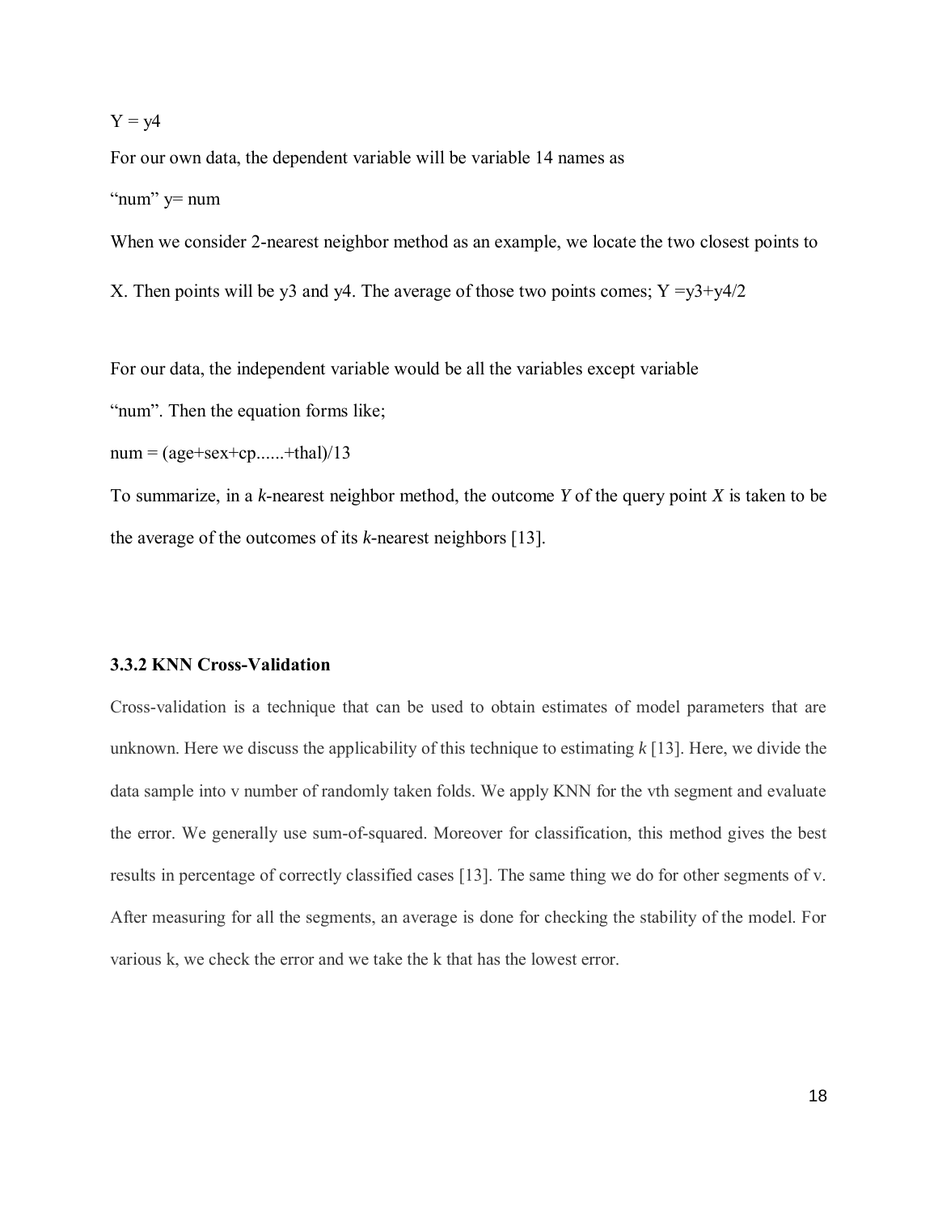$Y = y4$

For our own data, the dependent variable will be variable 14 names as

"num" y= num

When we consider 2-nearest neighbor method as an example, we locate the two closest points to

X. Then points will be y3 and y4. The average of those two points comes; $Y = y3+y4/2$

For our data, the independent variable would be all the variables except variable

"num". Then the equation forms like;

num = (age+sex+cp......+thal)/13

To summarize, in a *k*-nearest neighbor method, the outcome *Y* of the query point *X* is taken to be the average of the outcomes of its *k*-nearest neighbors [13].

### 3.3.2 KNN Cross-Validation

Cross-validation is a technique that can be used to obtain estimates of model parameters that are unknown. Here we discuss the applicability of this technique to estimating *k* [13]. Here, we divide the data sample into v number of randomly taken folds. We apply KNN for the vth segment and evaluate the error. We generally use sum-of-squared. Moreover for classification, this method gives the best results in percentage of correctly classified cases [13]. The same thing we do for other segments of v. After measuring for all the segments, an average is done for checking the stability of the model. For various k, we check the error and we take the k that has the lowest error.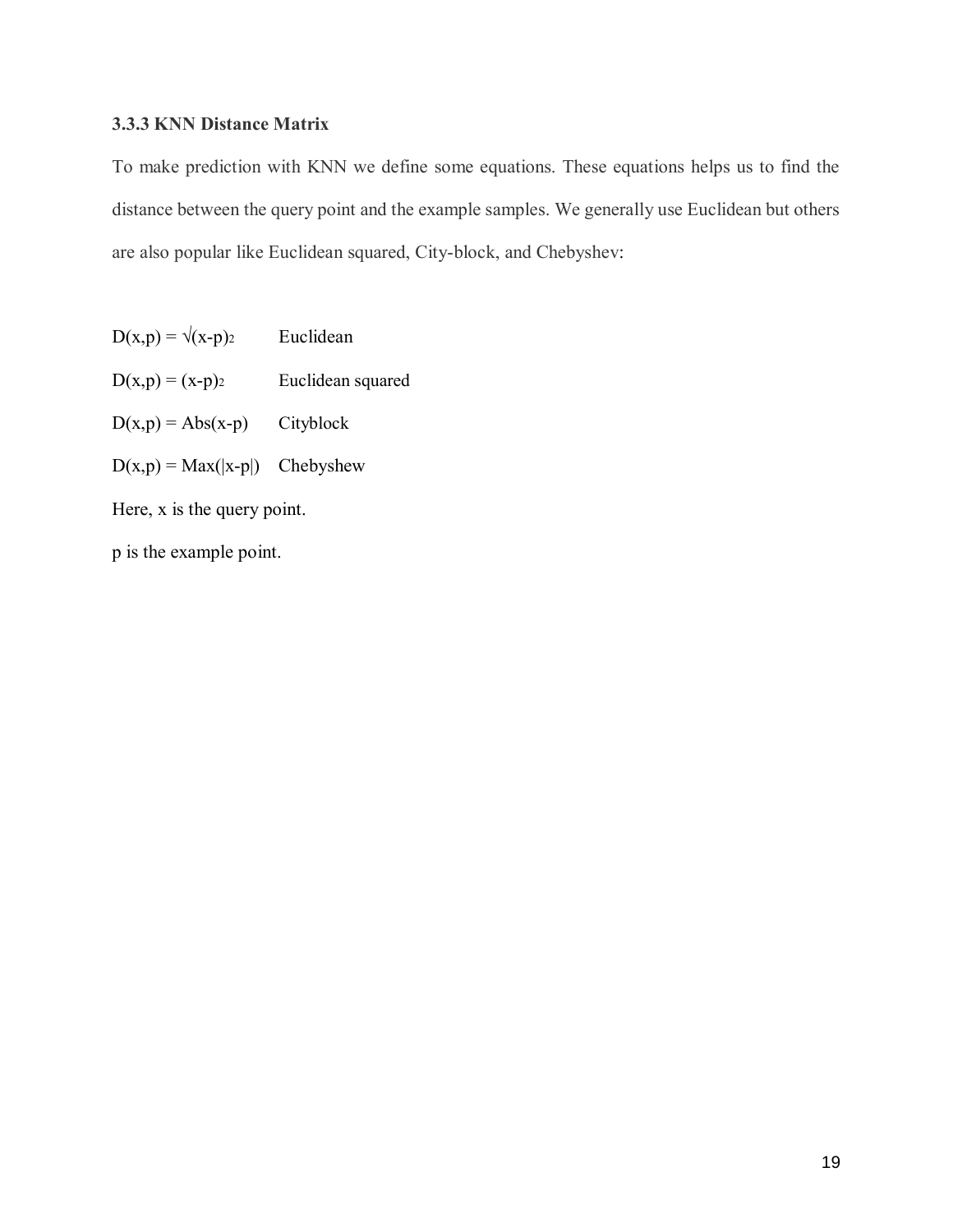### 3.3.3 KNN Distance Matrix

To make prediction with KNN we define some equations. These equations helps us to find the distance between the query point and the example samples. We generally use Euclidean but others are also popular like Euclidean squared, City-block, and Chebyshev:

$D(x,p) = \sqrt{(x-p)^2}$ Euclidean

$D(x,p) = (x-p)^2$ Euclidean squared

$D(x,p) = \text{Abs}(x-p)$ Cityblock

$D(x,p) = \text{Max}(|x-p|)$ Chebyshew

Here, x is the query point.

p is the example point.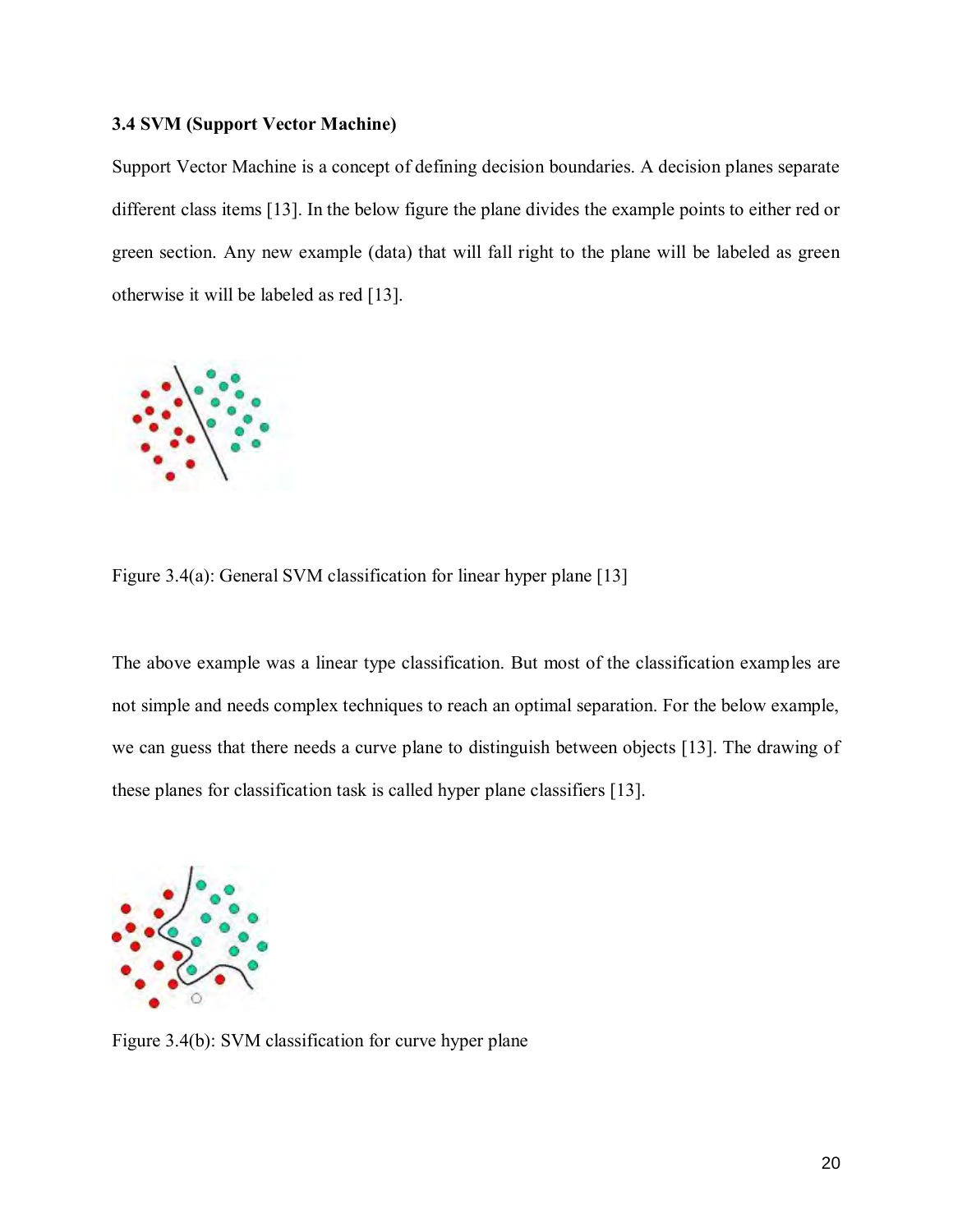### 3.4 SVM (Support Vector Machine)

Support Vector Machine is a concept of defining decision boundaries. A decision planes separate different class items [13]. In the below figure the plane divides the example points to either red or green section. Any new example (data) that will fall right to the plane will be labeled as green otherwise it will be labeled as red [13].

Figure 3.4(a): General SVM classification for linear hyper plane [13]

The above example was a linear type classification. But most of the classification examples are not simple and needs complex techniques to reach an optimal separation. For the below example, we can guess that there needs a curve plane to distinguish between objects [13]. The drawing of these planes for classification task is called hyper plane classifiers [13].

Figure 3.4(b): SVM classification for curve hyper plane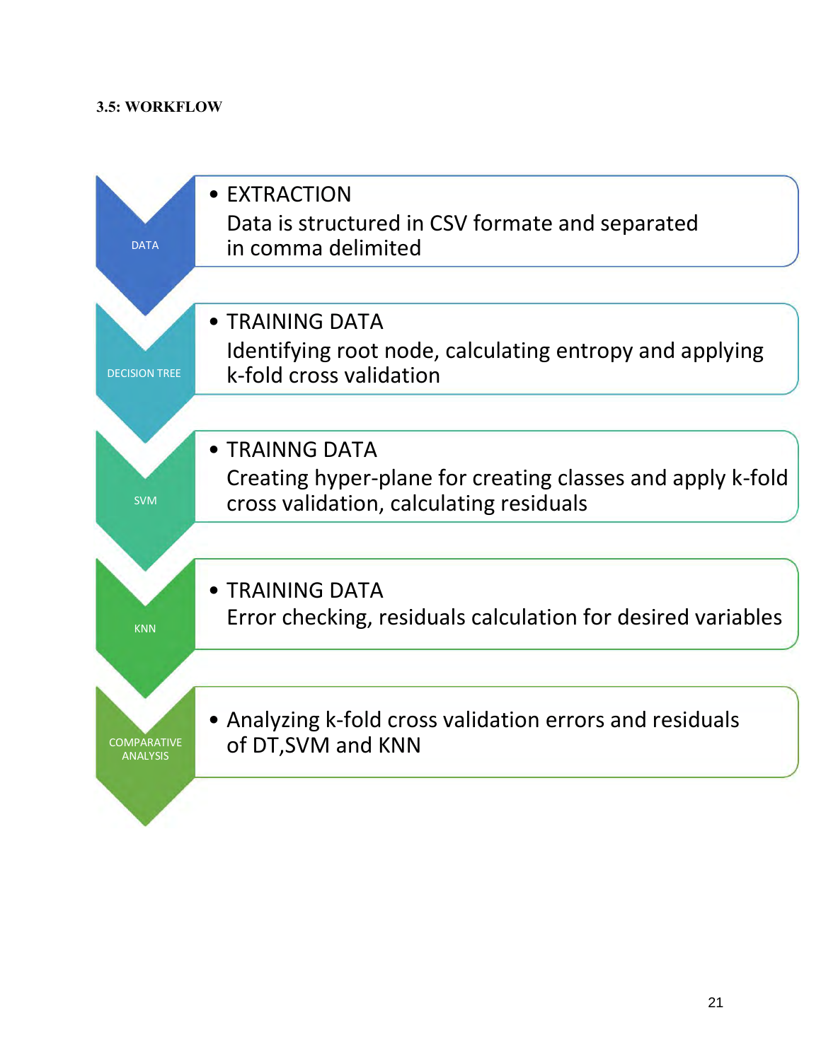### 3.5: WORKFLOW

DATA

- EXTRACTION
  Data is structured in CSV formate and separated in comma delimited

DECISION TREE

- TRAINING DATA
  Identifying root node, calculating entropy and applying k-fold cross validation

SVM

- TRAINNG DATA
  Creating hyper-plane for creating classes and apply k-fold cross validation, calculating residuals

KNN

- TRAINING DATA
  Error checking, residuals calculation for desired variables

COMPARATIVE ANALYSIS

- Analyzing k-fold cross validation errors and residuals of DT,SVM and KNN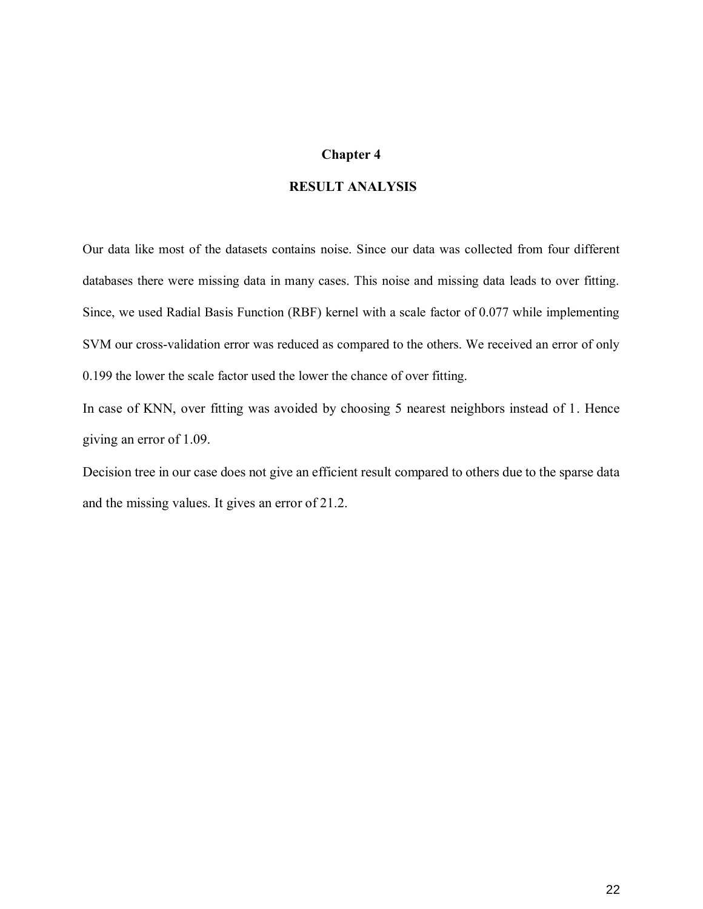# Chapter 4

# RESULT ANALYSIS

Our data like most of the datasets contains noise. Since our data was collected from four different databases there were missing data in many cases. This noise and missing data leads to over fitting. Since, we used Radial Basis Function (RBF) kernel with a scale factor of 0.077 while implementing SVM our cross-validation error was reduced as compared to the others. We received an error of only 0.199 the lower the scale factor used the lower the chance of over fitting.

In case of KNN, over fitting was avoided by choosing 5 nearest neighbors instead of 1. Hence giving an error of 1.09.

Decision tree in our case does not give an efficient result compared to others due to the sparse data and the missing values. It gives an error of 21.2.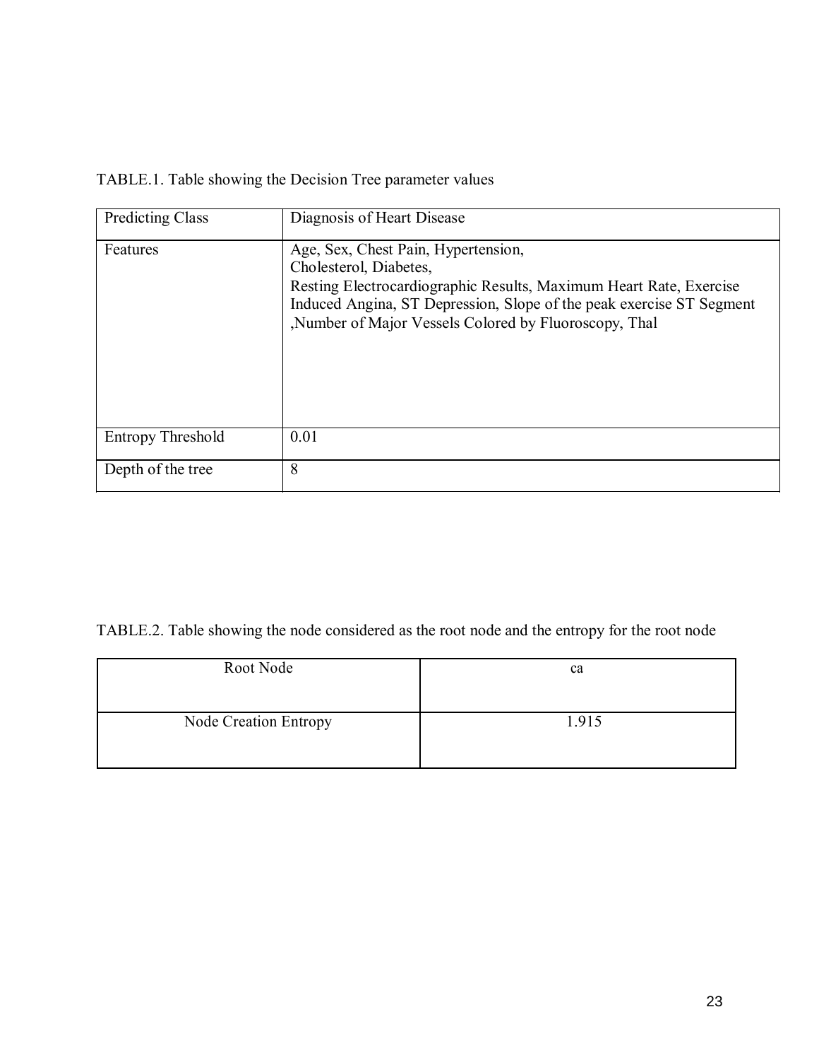TABLE.1. Table showing the Decision Tree parameter values

| | |
|---|---|
| Predicting Class | Diagnosis of Heart Disease |
| Features | Age, Sex, Chest Pain, Hypertension, Cholesterol, Diabetes, Resting Electrocardiographic Results, Maximum Heart Rate, Exercise Induced Angina, ST Depression, Slope of the peak exercise ST Segment ,Number of Major Vessels Colored by Fluoroscopy, Thal |
| Entropy Threshold | 0.01 |
| Depth of the tree | 8 |

TABLE.2. Table showing the node considered as the root node and the entropy for the root node

| | |
|---|---|
| Root Node | ca |
| Node Creation Entropy | 1.915 |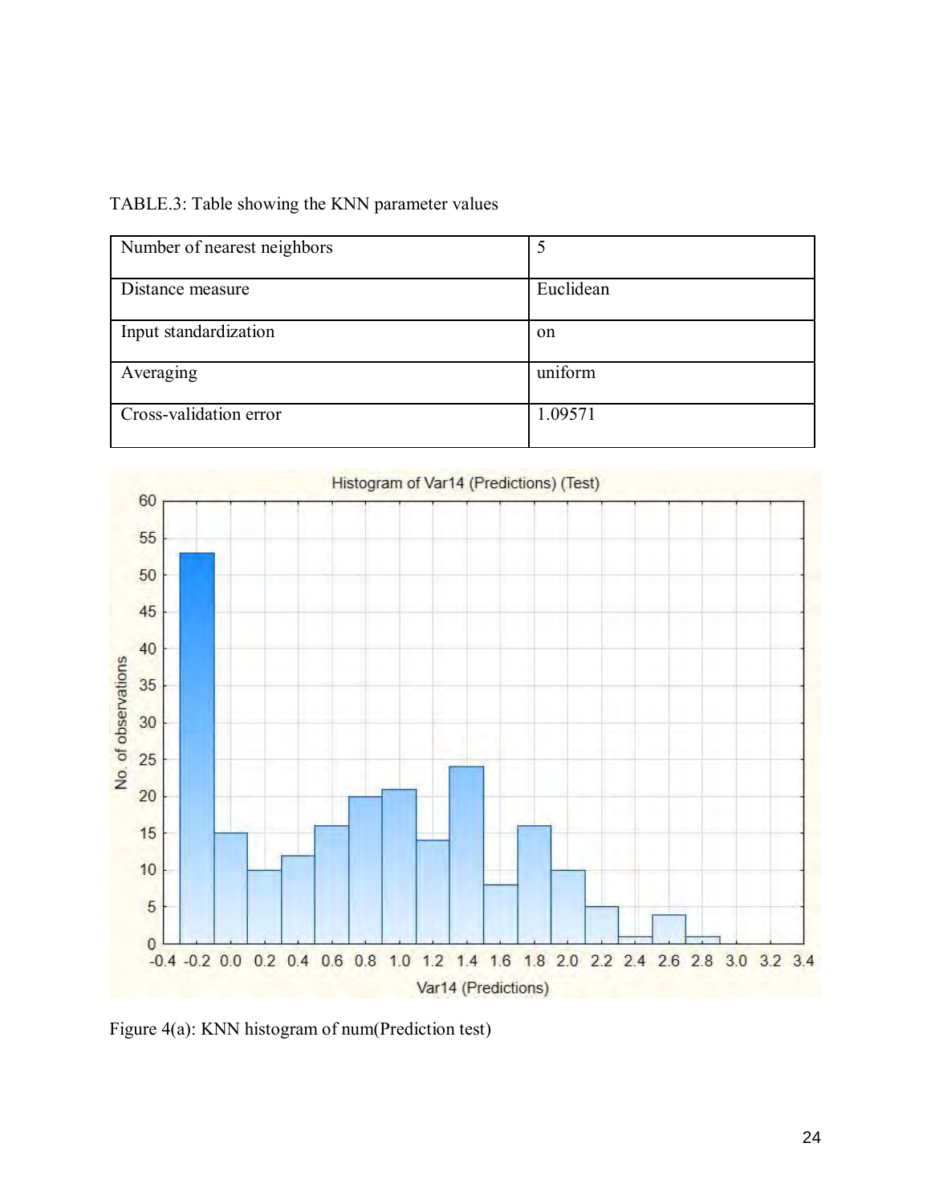TABLE.3: Table showing the KNN parameter values

| | |
|---|---|
| Number of nearest neighbors | 5 |
| Distance measure | Euclidean |
| Input standardization | on |
| Averaging | uniform |
| Cross-validation error | 1.09571 |

Histogram of Var14 (Predictions) (Test)

No. of observations

0
5
10
15
20
25
30
35
40
45
50
55
60

-0.4 -0.2 0.0 0.2 0.4 0.6 0.8 1.0 1.2 1.4 1.6 1.8 2.0 2.2 2.4 2.6 2.8 3.0 3.2 3.4

Var14 (Predictions)

Figure 4(a): KNN histogram of num(Prediction test)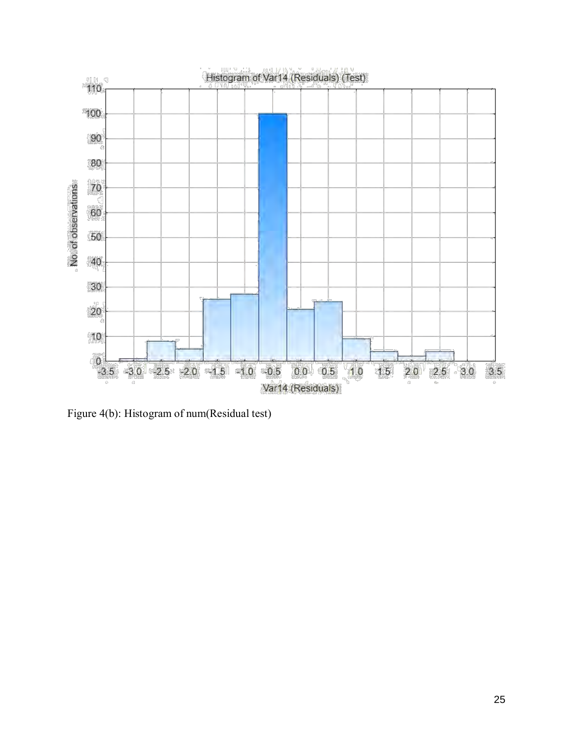Histogram of Var14 (Residuals) (Test)

No of observations

110
100
90
80
70
60
50
40
30
20
10
0

-3.5 -3.0 -2.5 -2.0 -1.5 -1.0 -0.5 0.0 0.5 1.0 1.5 2.0 2.5 3.0 3.5

Var14 (Residuals)

Figure 4(b): Histogram of num(Residual test)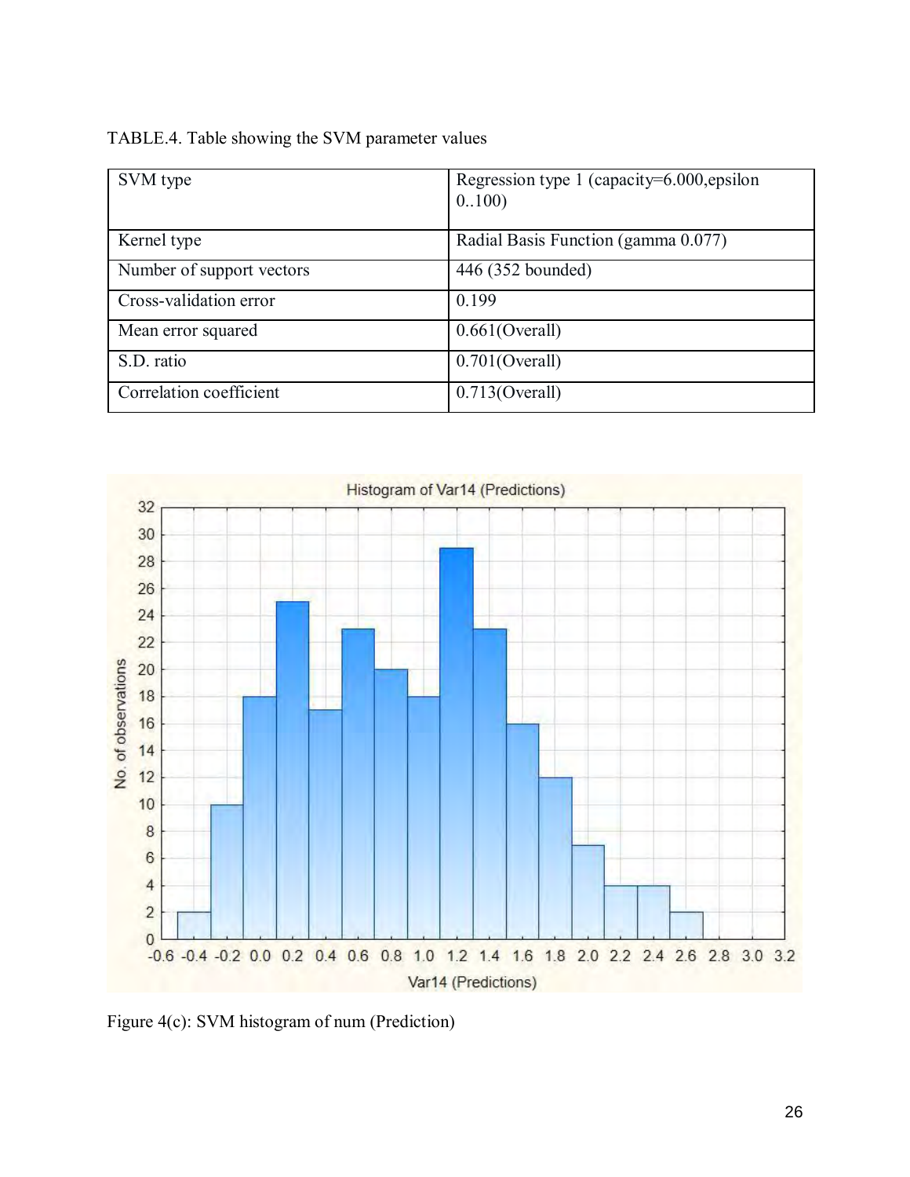TABLE.4. Table showing the SVM parameter values

| | |
|---|---|
| SVM type | Regression type 1 (capacity=6.000,epsilon 0..100) |
| Kernel type | Radial Basis Function (gamma 0.077) |
| Number of support vectors | 446 (352 bounded) |
| Cross-validation error | 0.199 |
| Mean error squared | 0.661(Overall) |
| S.D. ratio | 0.701(Overall) |
| Correlation coefficient | 0.713(Overall) |

Histogram of Var14 (Predictions)

No. of observations

0
2
4
6
8
10
12
14
16
18
20
22
24
26
28
30
32

-0.6 -0.4 -0.2 0.0 0.2 0.4 0.6 0.8 1.0 1.2 1.4 1.6 1.8 2.0 2.2 2.4 2.6 2.8 3.0 3.2

Var14 (Predictions)

Figure 4(c): SVM histogram of num (Prediction)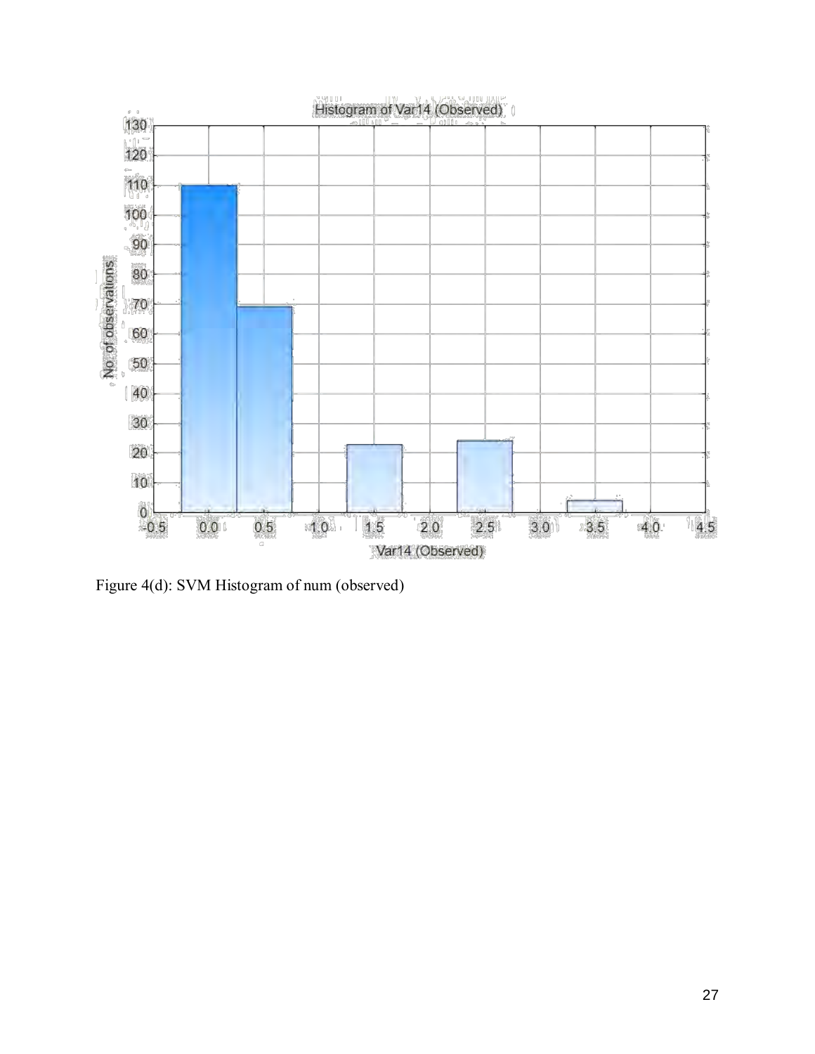Figure 4(d): SVM Histogram of num (observed)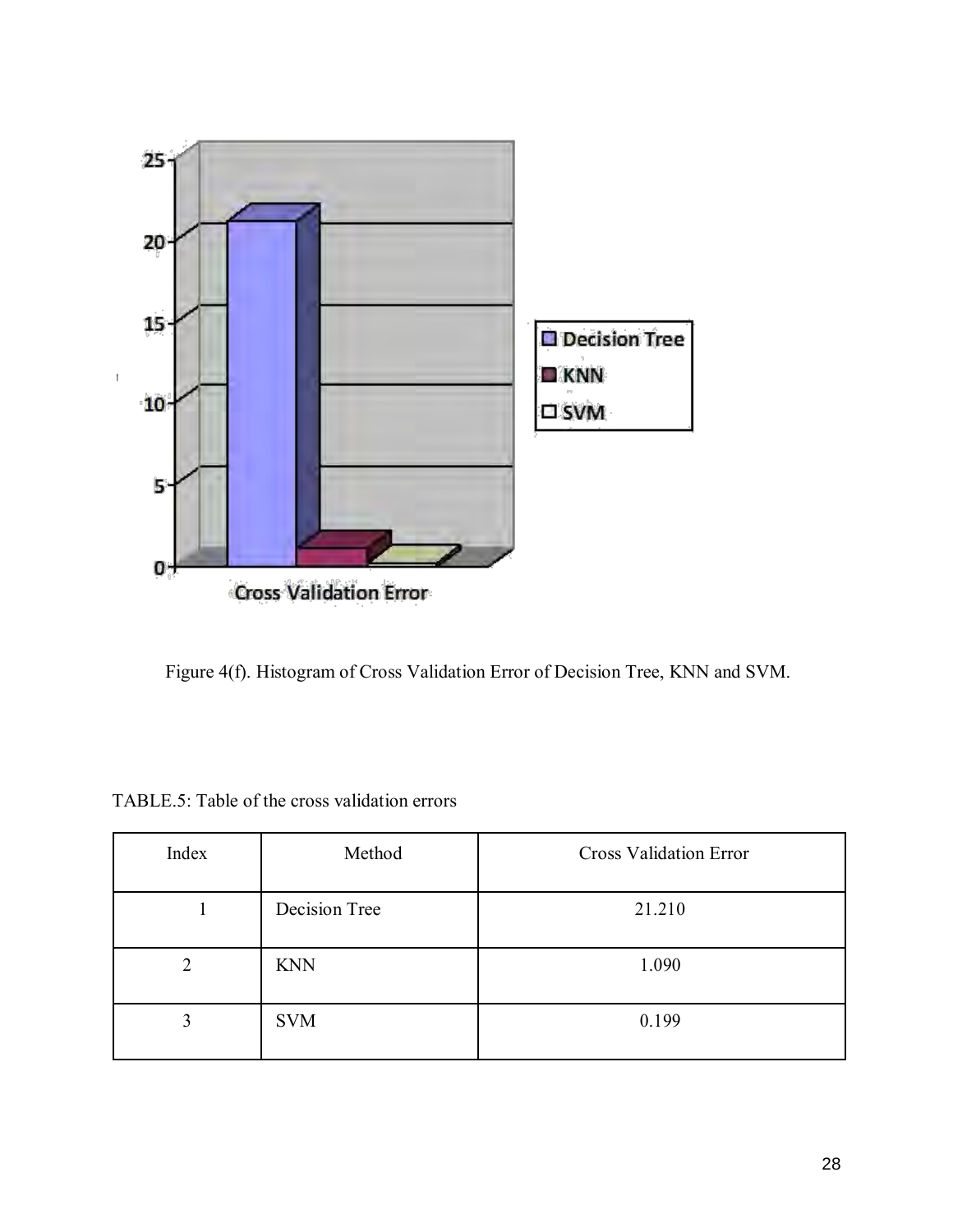25

20

15

10

5

0

Cross Validation Error

Decision Tree

KNN

SVM

Figure 4(f). Histogram of Cross Validation Error of Decision Tree, KNN and SVM.

TABLE.5: Table of the cross validation errors

| Index | Method | Cross Validation Error |
|---|---|---|
| 1 | Decision Tree | 21.210 |
| 2 | KNN | 1.090 |
| 3 | SVM | 0.199 |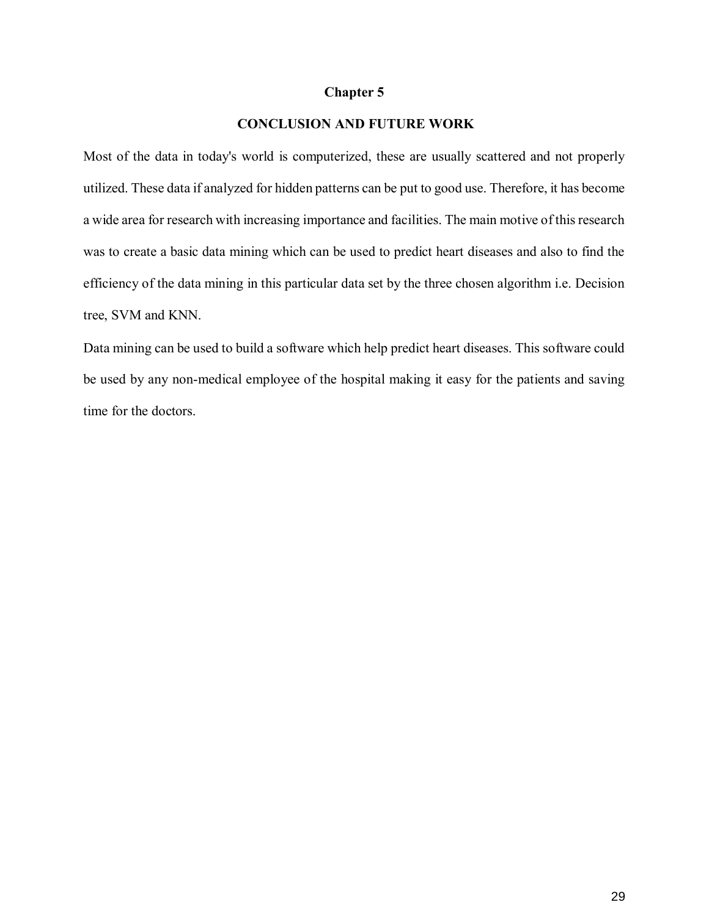# Chapter 5

## CONCLUSION AND FUTURE WORK

Most of the data in today's world is computerized, these are usually scattered and not properly utilized. These data if analyzed for hidden patterns can be put to good use. Therefore, it has become a wide area for research with increasing importance and facilities. The main motive of this research was to create a basic data mining which can be used to predict heart diseases and also to find the efficiency of the data mining in this particular data set by the three chosen algorithm i.e. Decision tree, SVM and KNN.

Data mining can be used to build a software which help predict heart diseases. This software could be used by any non-medical employee of the hospital making it easy for the patients and saving time for the doctors.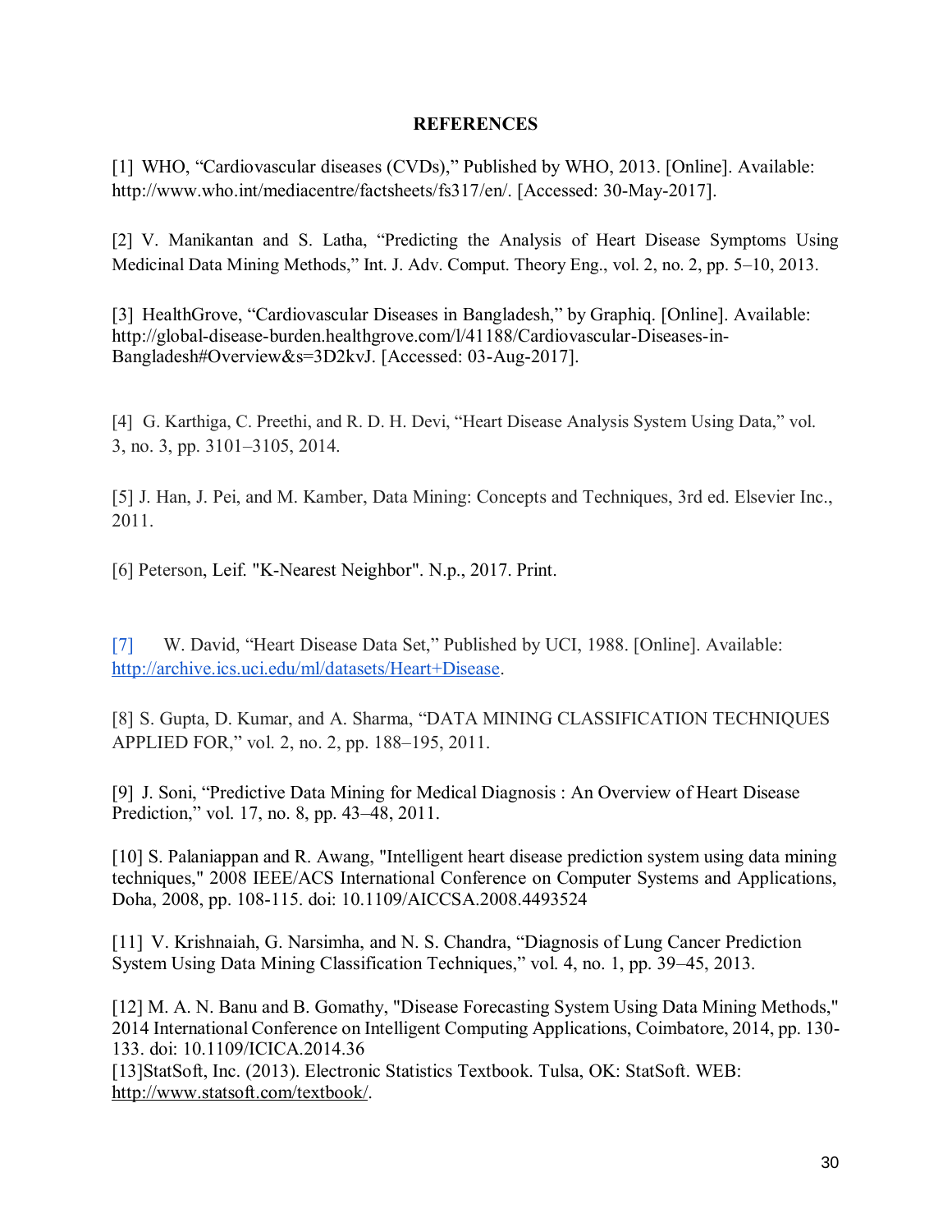# REFERENCES

[1] WHO, "Cardiovascular diseases (CVDs)," Published by WHO, 2013. [Online]. Available: http://www.who.int/mediacentre/factsheets/fs317/en/. [Accessed: 30-May-2017].

[2] V. Manikantan and S. Latha, "Predicting the Analysis of Heart Disease Symptoms Using Medicinal Data Mining Methods," Int. J. Adv. Comput. Theory Eng., vol. 2, no. 2, pp. 5–10, 2013.

[3] HealthGrove, "Cardiovascular Diseases in Bangladesh," by Graphiq. [Online]. Available: http://global-disease-burden.healthgrove.com/l/41188/Cardiovascular-Diseases-in-Bangladesh#Overview&s=3D2kvJ. [Accessed: 03-Aug-2017].

[4] G. Karthiga, C. Preethi, and R. D. H. Devi, "Heart Disease Analysis System Using Data," vol. 3, no. 3, pp. 3101–3105, 2014.

[5] J. Han, J. Pei, and M. Kamber, Data Mining: Concepts and Techniques, 3rd ed. Elsevier Inc., 2011.

[6] Peterson, Leif. "K-Nearest Neighbor". N.p., 2017. Print.

[7] W. David, "Heart Disease Data Set," Published by UCI, 1988. [Online]. Available: http://archive.ics.uci.edu/ml/datasets/Heart+Disease.

[8] S. Gupta, D. Kumar, and A. Sharma, "DATA MINING CLASSIFICATION TECHNIQUES APPLIED FOR," vol. 2, no. 2, pp. 188–195, 2011.

[9] J. Soni, "Predictive Data Mining for Medical Diagnosis : An Overview of Heart Disease Prediction," vol. 17, no. 8, pp. 43–48, 2011.

[10] S. Palaniappan and R. Awang, "Intelligent heart disease prediction system using data mining techniques," 2008 IEEE/ACS International Conference on Computer Systems and Applications, Doha, 2008, pp. 108-115. doi: 10.1109/AICCSA.2008.4493524

[11] V. Krishnaiah, G. Narsimha, and N. S. Chandra, "Diagnosis of Lung Cancer Prediction System Using Data Mining Classification Techniques," vol. 4, no. 1, pp. 39–45, 2013.

[12] M. A. N. Banu and B. Gomathy, "Disease Forecasting System Using Data Mining Methods," 2014 International Conference on Intelligent Computing Applications, Coimbatore, 2014, pp. 130-133. doi: 10.1109/ICICA.2014.36

[13]StatSoft, Inc. (2013). Electronic Statistics Textbook. Tulsa, OK: StatSoft. WEB: http://www.statsoft.com/textbook/.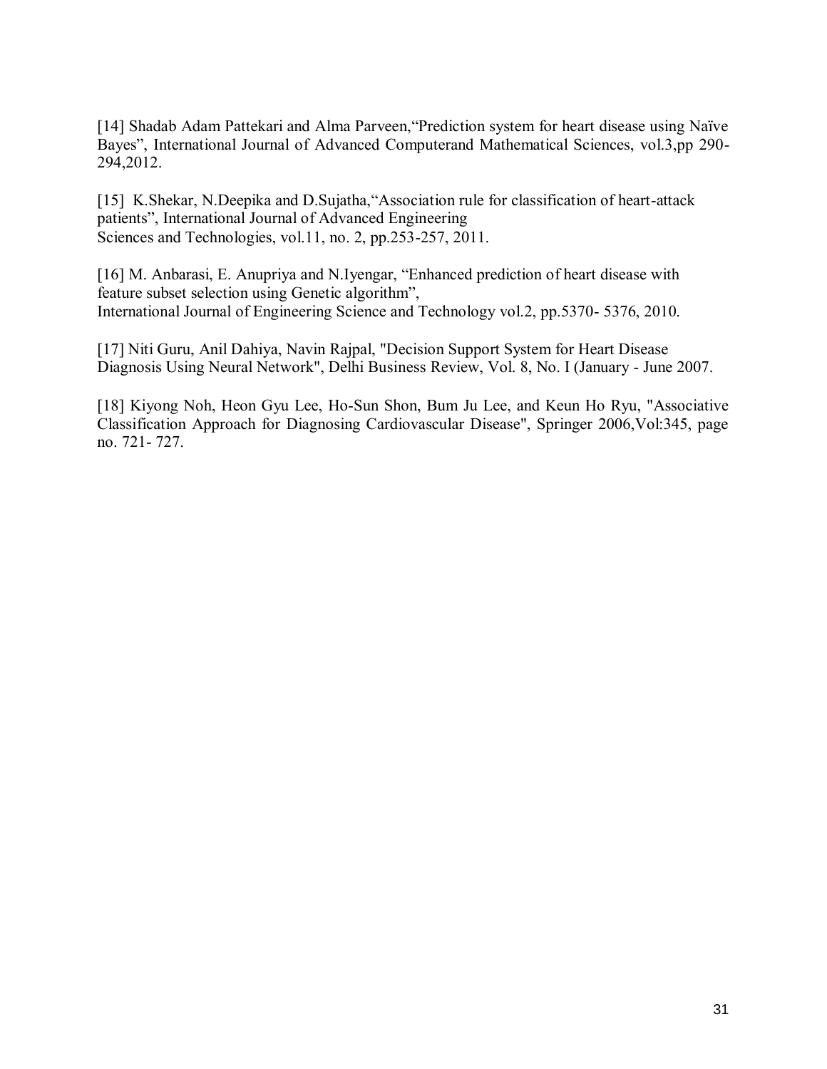[14] Shadab Adam Pattekari and Alma Parveen,"Prediction system for heart disease using Naïve Bayes", International Journal of Advanced Computerand Mathematical Sciences, vol.3,pp 290-294,2012.

[15] K.Shekar, N.Deepika and D.Sujatha,"Association rule for classification of heart-attack patients", International Journal of Advanced Engineering Sciences and Technologies, vol.11, no. 2, pp.253-257, 2011.

[16] M. Anbarasi, E. Anupriya and N.Iyengar, "Enhanced prediction of heart disease with feature subset selection using Genetic algorithm", International Journal of Engineering Science and Technology vol.2, pp.5370- 5376, 2010.

[17] Niti Guru, Anil Dahiya, Navin Rajpal, "Decision Support System for Heart Disease Diagnosis Using Neural Network", Delhi Business Review, Vol. 8, No. I (January - June 2007.

[18] Kiyong Noh, Heon Gyu Lee, Ho-Sun Shon, Bum Ju Lee, and Keun Ho Ryu, "Associative Classification Approach for Diagnosing Cardiovascular Disease", Springer 2006,Vol:345, page no. 721- 727.